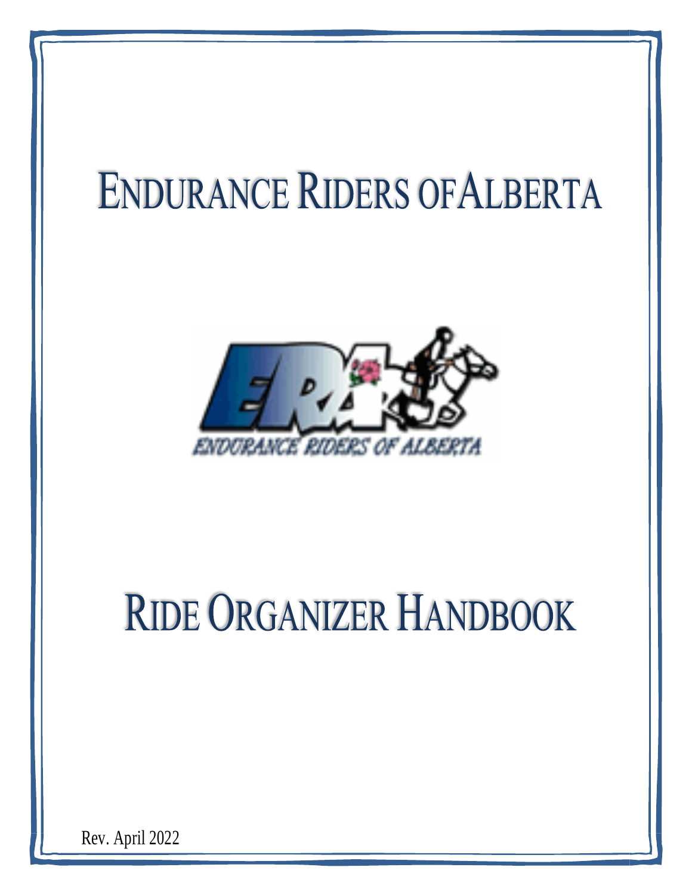# ENDURANCE RIDERS OF ALBERTA

# RIDE ORGANIZER HANDBOOK

Rev. April 2022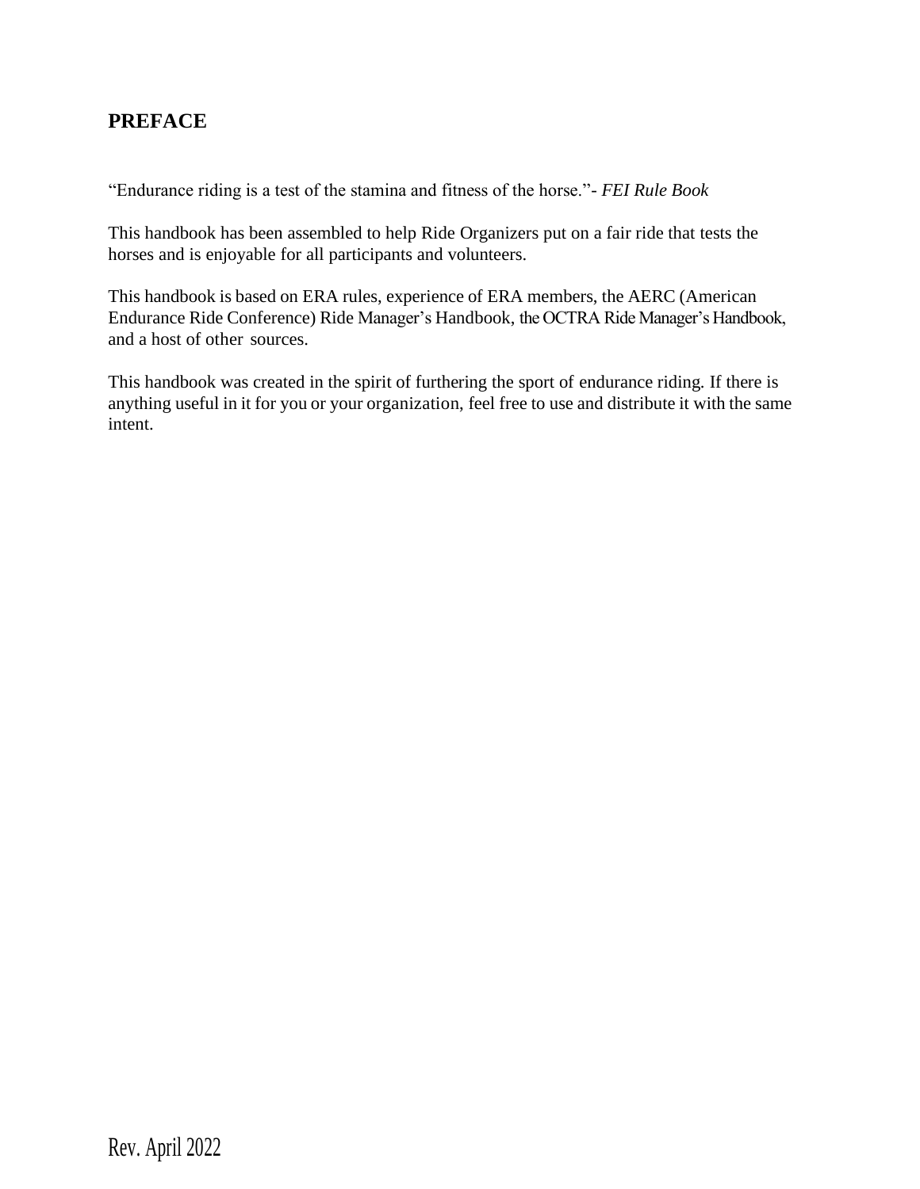## PREFACE

"Endurance riding is a test of the stamina and fitness of the horse."- *FEI Rule Book*

This handbook has been assembled to help Ride Organizers put on a fair ride that tests the horses and is enjoyable for all participants and volunteers.

This handbook is based on ERA rules, experience of ERA members, the AERC (American Endurance Ride Conference) Ride Manager's Handbook, the OCTRA Ride Manager's Handbook, and a host of other sources.

This handbook was created in the spirit of furthering the sport of endurance riding. If there is anything useful in it for you or your organization, feel free to use and distribute it with the same intent.

Rev. April 2022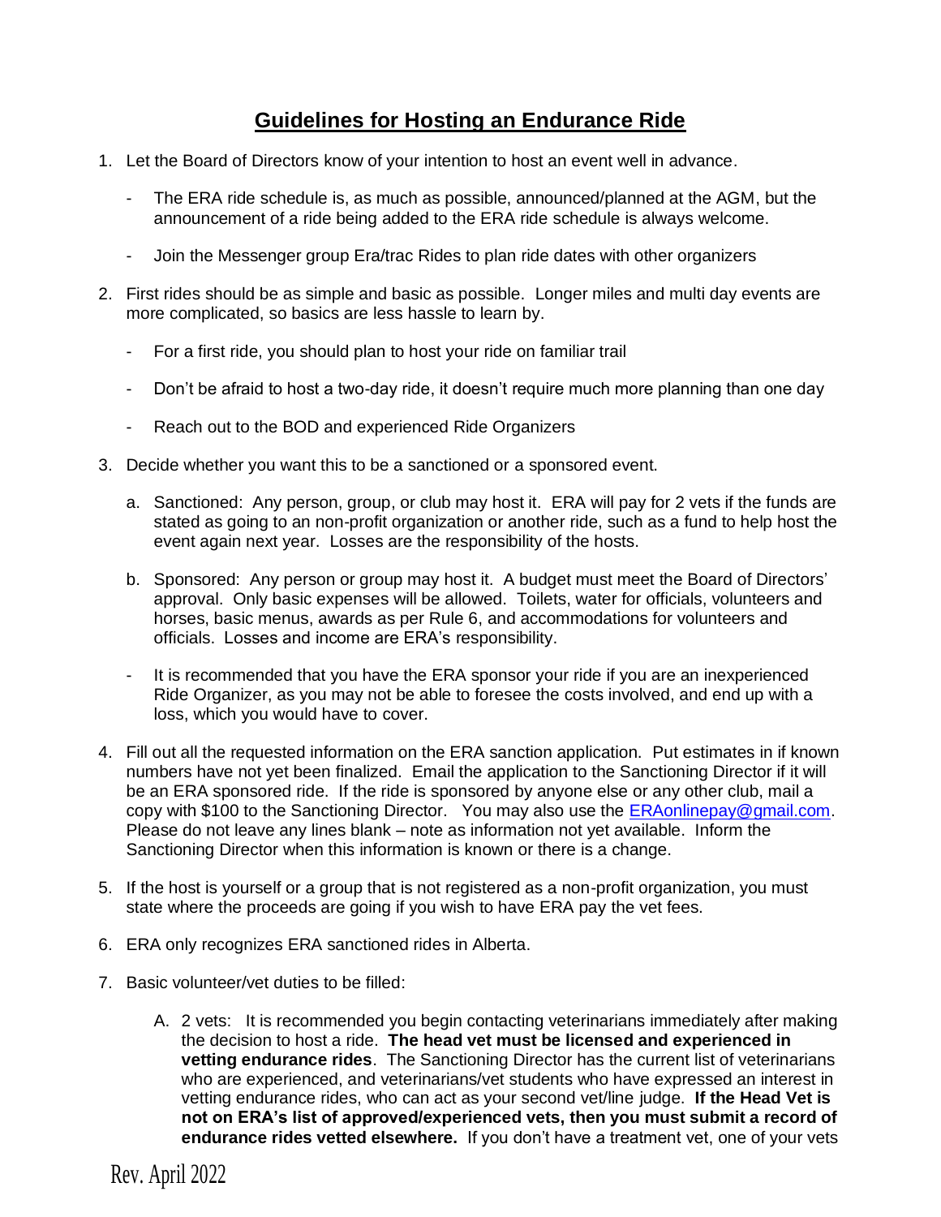# Guidelines for Hosting an Endurance Ride

1. Let the Board of Directors know of your intention to host an event well in advance.

   - The ERA ride schedule is, as much as possible, announced/planned at the AGM, but the announcement of a ride being added to the ERA ride schedule is always welcome.

   - Join the Messenger group Era/trac Rides to plan ride dates with other organizers

2. First rides should be as simple and basic as possible. Longer miles and multi day events are more complicated, so basics are less hassle to learn by.

   - For a first ride, you should plan to host your ride on familiar trail

   - Don't be afraid to host a two-day ride, it doesn't require much more planning than one day

   - Reach out to the BOD and experienced Ride Organizers

3. Decide whether you want this to be a sanctioned or a sponsored event.

   a. Sanctioned: Any person, group, or club may host it. ERA will pay for 2 vets if the funds are stated as going to an non-profit organization or another ride, such as a fund to help host the event again next year. Losses are the responsibility of the hosts.

   b. Sponsored: Any person or group may host it. A budget must meet the Board of Directors' approval. Only basic expenses will be allowed. Toilets, water for officials, volunteers and horses, basic menus, awards as per Rule 6, and accommodations for volunteers and officials. Losses and income are ERA's responsibility.

   - It is recommended that you have the ERA sponsor your ride if you are an inexperienced Ride Organizer, as you may not be able to foresee the costs involved, and end up with a loss, which you would have to cover.

4. Fill out all the requested information on the ERA sanction application. Put estimates in if known numbers have not yet been finalized. Email the application to the Sanctioning Director if it will be an ERA sponsored ride. If the ride is sponsored by anyone else or any other club, mail a copy with $100 to the Sanctioning Director. You may also use the ERAonlinepay@gmail.com. Please do not leave any lines blank – note as information not yet available. Inform the Sanctioning Director when this information is known or there is a change.

5. If the host is yourself or a group that is not registered as a non-profit organization, you must state where the proceeds are going if you wish to have ERA pay the vet fees.

6. ERA only recognizes ERA sanctioned rides in Alberta.

7. Basic volunteer/vet duties to be filled:

   A. 2 vets: It is recommended you begin contacting veterinarians immediately after making the decision to host a ride. **The head vet must be licensed and experienced in vetting endurance rides**. The Sanctioning Director has the current list of veterinarians who are experienced, and veterinarians/vet students who have expressed an interest in vetting endurance rides, who can act as your second vet/line judge. **If the Head Vet is not on ERA's list of approved/experienced vets, then you must submit a record of endurance rides vetted elsewhere.** If you don't have a treatment vet, one of your vets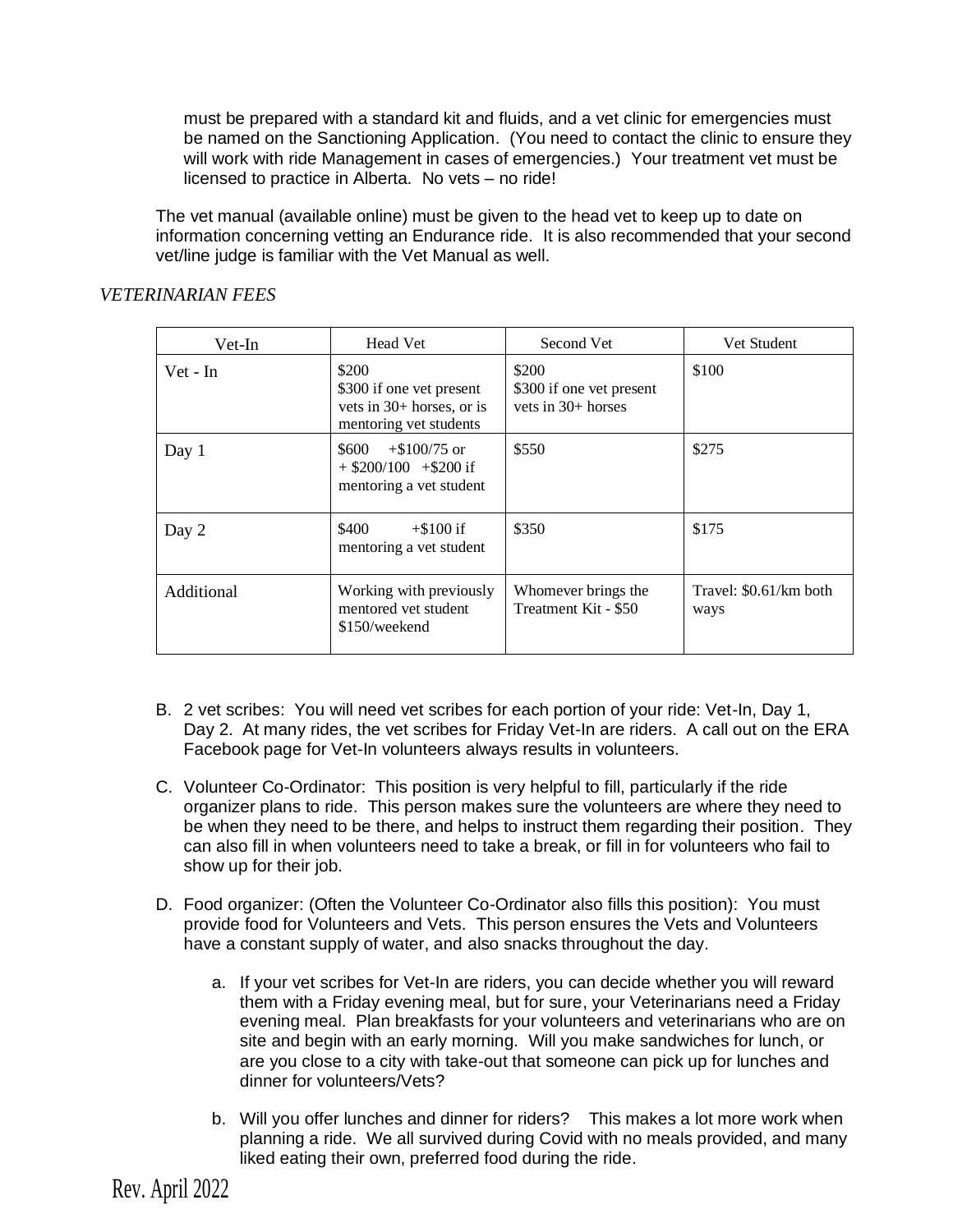must be prepared with a standard kit and fluids, and a vet clinic for emergencies must be named on the Sanctioning Application. (You need to contact the clinic to ensure they will work with ride Management in cases of emergencies.) Your treatment vet must be licensed to practice in Alberta. No vets – no ride!

The vet manual (available online) must be given to the head vet to keep up to date on information concerning vetting an Endurance ride. It is also recommended that your second vet/line judge is familiar with the Vet Manual as well.

*VETERINARIAN FEES*

| Vet-In | Head Vet | Second Vet | Vet Student |
|---|---|---|---|
| Vet - In | \$200<br>\$300 if one vet present vets in 30+ horses, or is mentoring vet students | \$200<br>\$300 if one vet present vets in 30+ horses | \$100 |
| Day 1 | \$600 +\$100/75 or + \$200/100 +\$200 if mentoring a vet student | \$550 | \$275 |
| Day 2 | \$400 +\$100 if mentoring a vet student | \$350 | \$175 |
| Additional | Working with previously mentored vet student \$150/weekend | Whomever brings the Treatment Kit - \$50 | Travel: \$0.61/km both ways |

B. 2 vet scribes: You will need vet scribes for each portion of your ride: Vet-In, Day 1, Day 2. At many rides, the vet scribes for Friday Vet-In are riders. A call out on the ERA Facebook page for Vet-In volunteers always results in volunteers.

C. Volunteer Co-Ordinator: This position is very helpful to fill, particularly if the ride organizer plans to ride. This person makes sure the volunteers are where they need to be when they need to be there, and helps to instruct them regarding their position. They can also fill in when volunteers need to take a break, or fill in for volunteers who fail to show up for their job.

D. Food organizer: (Often the Volunteer Co-Ordinator also fills this position): You must provide food for Volunteers and Vets. This person ensures the Vets and Volunteers have a constant supply of water, and also snacks throughout the day.

   a. If your vet scribes for Vet-In are riders, you can decide whether you will reward them with a Friday evening meal, but for sure, your Veterinarians need a Friday evening meal. Plan breakfasts for your volunteers and veterinarians who are on site and begin with an early morning. Will you make sandwiches for lunch, or are you close to a city with take-out that someone can pick up for lunches and dinner for volunteers/Vets?

   b. Will you offer lunches and dinner for riders? This makes a lot more work when planning a ride. We all survived during Covid with no meals provided, and many liked eating their own, preferred food during the ride.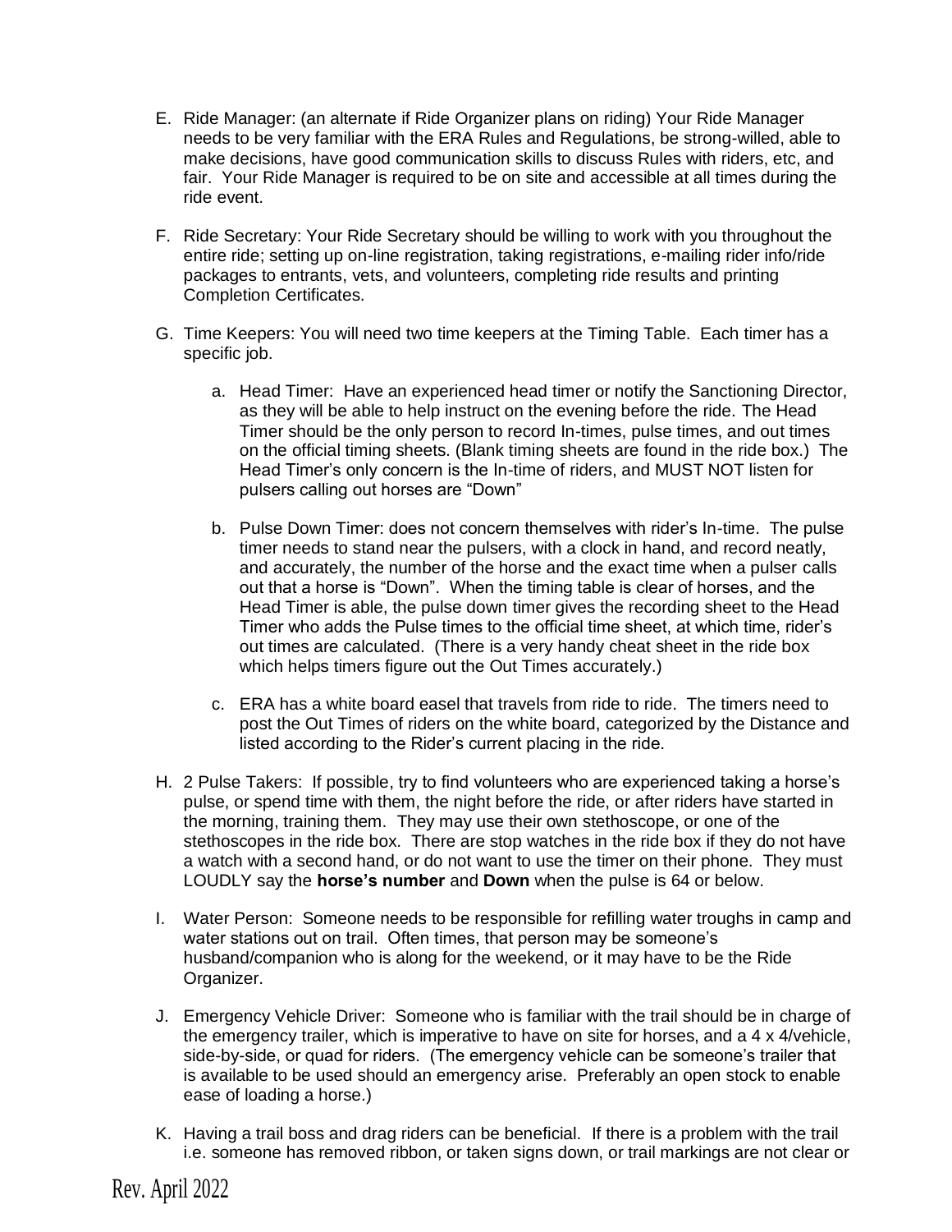E. Ride Manager: (an alternate if Ride Organizer plans on riding) Your Ride Manager needs to be very familiar with the ERA Rules and Regulations, be strong-willed, able to make decisions, have good communication skills to discuss Rules with riders, etc, and fair. Your Ride Manager is required to be on site and accessible at all times during the ride event.

F. Ride Secretary: Your Ride Secretary should be willing to work with you throughout the entire ride; setting up on-line registration, taking registrations, e-mailing rider info/ride packages to entrants, vets, and volunteers, completing ride results and printing Completion Certificates.

G. Time Keepers: You will need two time keepers at the Timing Table. Each timer has a specific job.

   a. Head Timer: Have an experienced head timer or notify the Sanctioning Director, as they will be able to help instruct on the evening before the ride. The Head Timer should be the only person to record In-times, pulse times, and out times on the official timing sheets. (Blank timing sheets are found in the ride box.) The Head Timer's only concern is the In-time of riders, and MUST NOT listen for pulsers calling out horses are "Down"

   b. Pulse Down Timer: does not concern themselves with rider's In-time. The pulse timer needs to stand near the pulsers, with a clock in hand, and record neatly, and accurately, the number of the horse and the exact time when a pulser calls out that a horse is "Down". When the timing table is clear of horses, and the Head Timer is able, the pulse down timer gives the recording sheet to the Head Timer who adds the Pulse times to the official time sheet, at which time, rider's out times are calculated. (There is a very handy cheat sheet in the ride box which helps timers figure out the Out Times accurately.)

   c. ERA has a white board easel that travels from ride to ride. The timers need to post the Out Times of riders on the white board, categorized by the Distance and listed according to the Rider's current placing in the ride.

H. 2 Pulse Takers: If possible, try to find volunteers who are experienced taking a horse's pulse, or spend time with them, the night before the ride, or after riders have started in the morning, training them. They may use their own stethoscope, or one of the stethoscopes in the ride box. There are stop watches in the ride box if they do not have a watch with a second hand, or do not want to use the timer on their phone. They must LOUDLY say the **horse's number** and **Down** when the pulse is 64 or below.

I. Water Person: Someone needs to be responsible for refilling water troughs in camp and water stations out on trail. Often times, that person may be someone's husband/companion who is along for the weekend, or it may have to be the Ride Organizer.

J. Emergency Vehicle Driver: Someone who is familiar with the trail should be in charge of the emergency trailer, which is imperative to have on site for horses, and a 4 x 4/vehicle, side-by-side, or quad for riders. (The emergency vehicle can be someone's trailer that is available to be used should an emergency arise. Preferably an open stock to enable ease of loading a horse.)

K. Having a trail boss and drag riders can be beneficial. If there is a problem with the trail i.e. someone has removed ribbon, or taken signs down, or trail markings are not clear or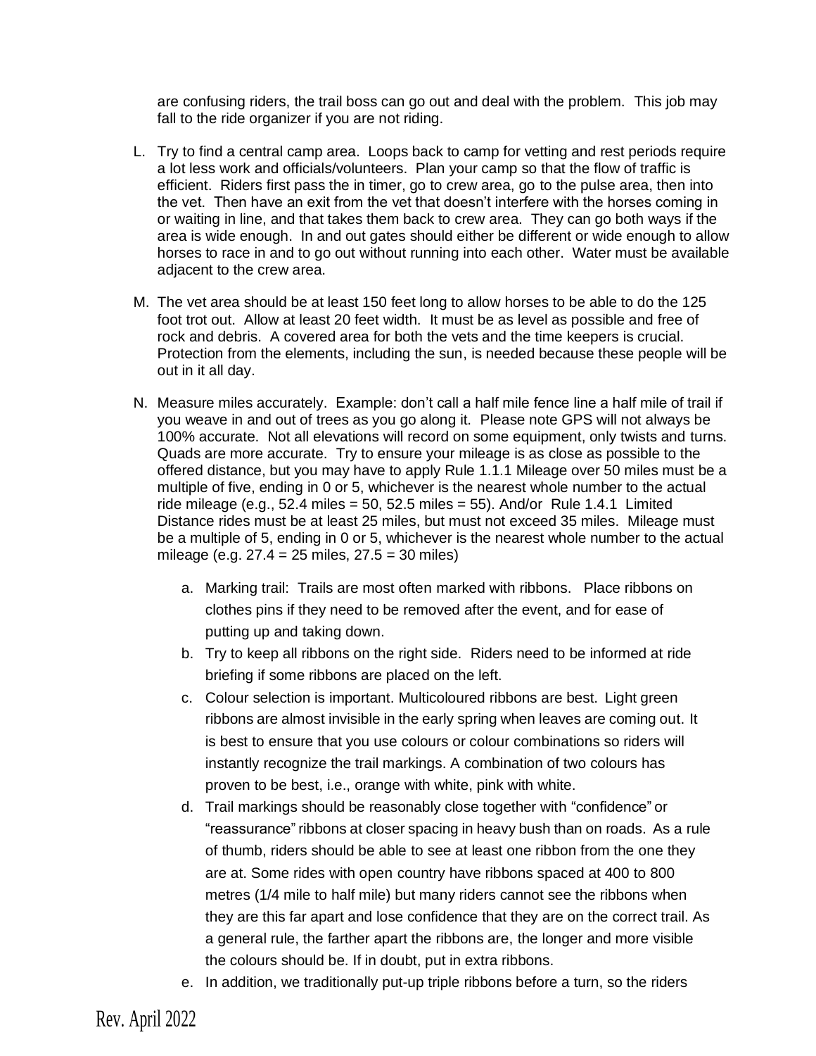are confusing riders, the trail boss can go out and deal with the problem. This job may fall to the ride organizer if you are not riding.

L. Try to find a central camp area. Loops back to camp for vetting and rest periods require a lot less work and officials/volunteers. Plan your camp so that the flow of traffic is efficient. Riders first pass the in timer, go to crew area, go to the pulse area, then into the vet. Then have an exit from the vet that doesn't interfere with the horses coming in or waiting in line, and that takes them back to crew area. They can go both ways if the area is wide enough. In and out gates should either be different or wide enough to allow horses to race in and to go out without running into each other. Water must be available adjacent to the crew area.

M. The vet area should be at least 150 feet long to allow horses to be able to do the 125 foot trot out. Allow at least 20 feet width. It must be as level as possible and free of rock and debris. A covered area for both the vets and the time keepers is crucial. Protection from the elements, including the sun, is needed because these people will be out in it all day.

N. Measure miles accurately. Example: don't call a half mile fence line a half mile of trail if you weave in and out of trees as you go along it. Please note GPS will not always be 100% accurate. Not all elevations will record on some equipment, only twists and turns. Quads are more accurate. Try to ensure your mileage is as close as possible to the offered distance, but you may have to apply Rule 1.1.1 Mileage over 50 miles must be a multiple of five, ending in 0 or 5, whichever is the nearest whole number to the actual ride mileage (e.g., 52.4 miles = 50, 52.5 miles = 55). And/or Rule 1.4.1 Limited Distance rides must be at least 25 miles, but must not exceed 35 miles. Mileage must be a multiple of 5, ending in 0 or 5, whichever is the nearest whole number to the actual mileage (e.g. 27.4 = 25 miles, 27.5 = 30 miles)

   a. Marking trail: Trails are most often marked with ribbons. Place ribbons on clothes pins if they need to be removed after the event, and for ease of putting up and taking down.
   b. Try to keep all ribbons on the right side. Riders need to be informed at ride briefing if some ribbons are placed on the left.
   c. Colour selection is important. Multicoloured ribbons are best. Light green ribbons are almost invisible in the early spring when leaves are coming out. It is best to ensure that you use colours or colour combinations so riders will instantly recognize the trail markings. A combination of two colours has proven to be best, i.e., orange with white, pink with white.
   d. Trail markings should be reasonably close together with "confidence" or "reassurance" ribbons at closer spacing in heavy bush than on roads. As a rule of thumb, riders should be able to see at least one ribbon from the one they are at. Some rides with open country have ribbons spaced at 400 to 800 metres (1/4 mile to half mile) but many riders cannot see the ribbons when they are this far apart and lose confidence that they are on the correct trail. As a general rule, the farther apart the ribbons are, the longer and more visible the colours should be. If in doubt, put in extra ribbons.
   e. In addition, we traditionally put-up triple ribbons before a turn, so the riders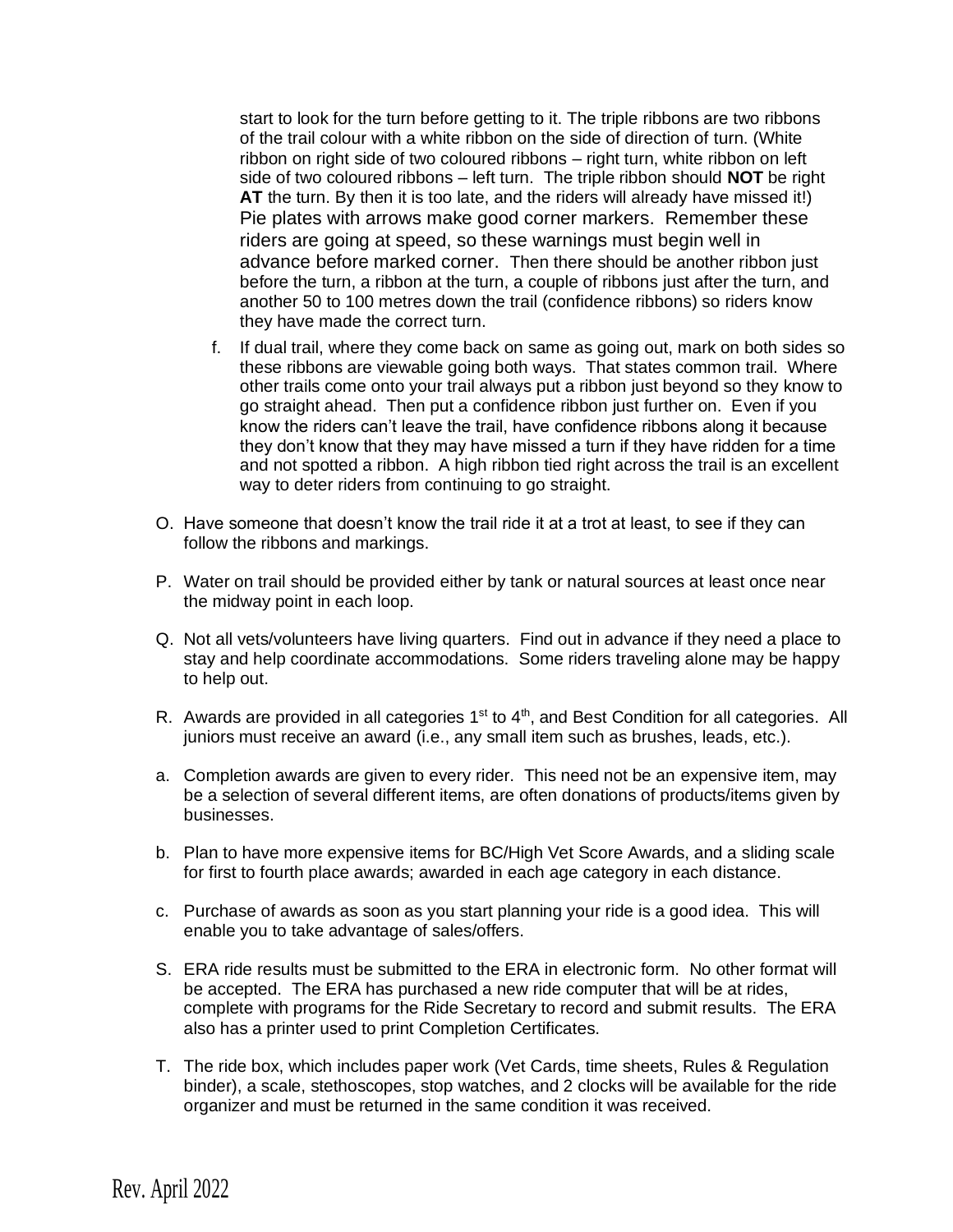start to look for the turn before getting to it. The triple ribbons are two ribbons of the trail colour with a white ribbon on the side of direction of turn. (White ribbon on right side of two coloured ribbons – right turn, white ribbon on left side of two coloured ribbons – left turn. The triple ribbon should **NOT** be right **AT** the turn. By then it is too late, and the riders will already have missed it!) Pie plates with arrows make good corner markers. Remember these riders are going at speed, so these warnings must begin well in advance before marked corner. Then there should be another ribbon just before the turn, a ribbon at the turn, a couple of ribbons just after the turn, and another 50 to 100 metres down the trail (confidence ribbons) so riders know they have made the correct turn.

f. If dual trail, where they come back on same as going out, mark on both sides so these ribbons are viewable going both ways. That states common trail. Where other trails come onto your trail always put a ribbon just beyond so they know to go straight ahead. Then put a confidence ribbon just further on. Even if you know the riders can't leave the trail, have confidence ribbons along it because they don't know that they may have missed a turn if they have ridden for a time and not spotted a ribbon. A high ribbon tied right across the trail is an excellent way to deter riders from continuing to go straight.

O. Have someone that doesn't know the trail ride it at a trot at least, to see if they can follow the ribbons and markings.

P. Water on trail should be provided either by tank or natural sources at least once near the midway point in each loop.

Q. Not all vets/volunteers have living quarters. Find out in advance if they need a place to stay and help coordinate accommodations. Some riders traveling alone may be happy to help out.

R. Awards are provided in all categories 1st to 4th, and Best Condition for all categories. All juniors must receive an award (i.e., any small item such as brushes, leads, etc.).

a. Completion awards are given to every rider. This need not be an expensive item, may be a selection of several different items, are often donations of products/items given by businesses.

b. Plan to have more expensive items for BC/High Vet Score Awards, and a sliding scale for first to fourth place awards; awarded in each age category in each distance.

c. Purchase of awards as soon as you start planning your ride is a good idea. This will enable you to take advantage of sales/offers.

S. ERA ride results must be submitted to the ERA in electronic form. No other format will be accepted. The ERA has purchased a new ride computer that will be at rides, complete with programs for the Ride Secretary to record and submit results. The ERA also has a printer used to print Completion Certificates.

T. The ride box, which includes paper work (Vet Cards, time sheets, Rules & Regulation binder), a scale, stethoscopes, stop watches, and 2 clocks will be available for the ride organizer and must be returned in the same condition it was received.

Rev. April 2022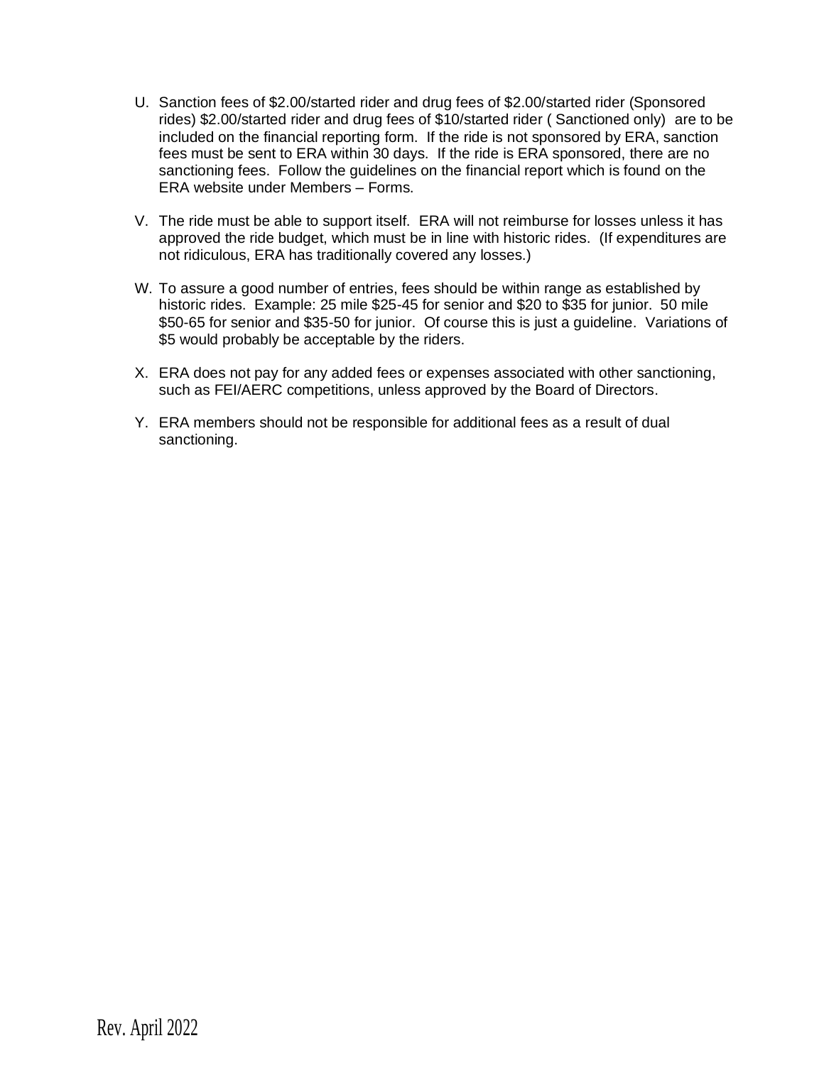U. Sanction fees of $2.00/started rider and drug fees of $2.00/started rider (Sponsored rides) $2.00/started rider and drug fees of $10/started rider ( Sanctioned only) are to be included on the financial reporting form. If the ride is not sponsored by ERA, sanction fees must be sent to ERA within 30 days. If the ride is ERA sponsored, there are no sanctioning fees. Follow the guidelines on the financial report which is found on the ERA website under Members – Forms.

V. The ride must be able to support itself. ERA will not reimburse for losses unless it has approved the ride budget, which must be in line with historic rides. (If expenditures are not ridiculous, ERA has traditionally covered any losses.)

W. To assure a good number of entries, fees should be within range as established by historic rides. Example: 25 mile $25-45 for senior and $20 to $35 for junior. 50 mile $50-65 for senior and $35-50 for junior. Of course this is just a guideline. Variations of $5 would probably be acceptable by the riders.

X. ERA does not pay for any added fees or expenses associated with other sanctioning, such as FEI/AERC competitions, unless approved by the Board of Directors.

Y. ERA members should not be responsible for additional fees as a result of dual sanctioning.

Rev. April 2022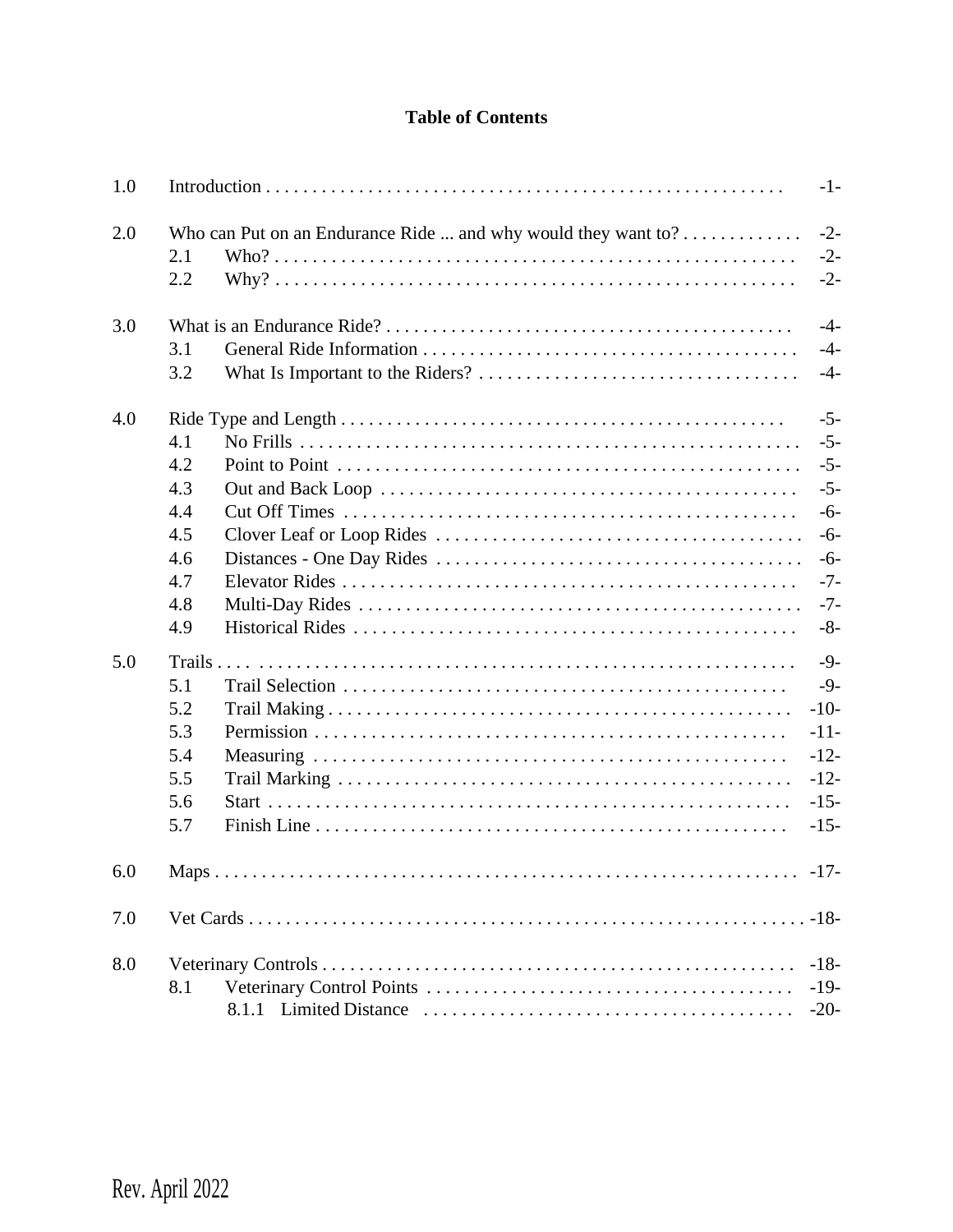# Table of Contents

| | | | |
|---|---|---|---|
| 1.0 | Introduction | | -1- |
| 2.0 | Who can Put on an Endurance Ride ... and why would they want to? | | -2- |
| | 2.1 | Who? | -2- |
| | 2.2 | Why? | -2- |
| 3.0 | What is an Endurance Ride? | | -4- |
| | 3.1 | General Ride Information | -4- |
| | 3.2 | What Is Important to the Riders? | -4- |
| 4.0 | Ride Type and Length | | -5- |
| | 4.1 | No Frills | -5- |
| | 4.2 | Point to Point | -5- |
| | 4.3 | Out and Back Loop | -5- |
| | 4.4 | Cut Off Times | -6- |
| | 4.5 | Clover Leaf or Loop Rides | -6- |
| | 4.6 | Distances - One Day Rides | -6- |
| | 4.7 | Elevator Rides | -7- |
| | 4.8 | Multi-Day Rides | -7- |
| | 4.9 | Historical Rides | -8- |
| 5.0 | Trails | | -9- |
| | 5.1 | Trail Selection | -9- |
| | 5.2 | Trail Making | -10- |
| | 5.3 | Permission | -11- |
| | 5.4 | Measuring | -12- |
| | 5.5 | Trail Marking | -12- |
| | 5.6 | Start | -15- |
| | 5.7 | Finish Line | -15- |
| 6.0 | Maps | | -17- |
| 7.0 | Vet Cards | | -18- |
| 8.0 | Veterinary Controls | | -18- |
| | 8.1 | Veterinary Control Points | -19- |
| | | 8.1.1 Limited Distance | -20- |

Rev. April 2022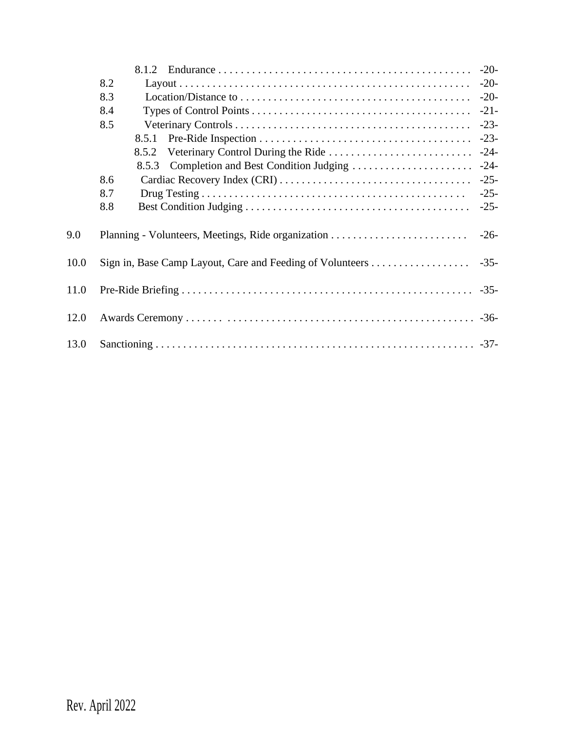- 8.1.2 Endurance . . . . . . . . . . . . . . . . . . . . . . . . . . . . . . . . . . . . . . . . . . . . . . -20-
- 8.2 Layout . . . . . . . . . . . . . . . . . . . . . . . . . . . . . . . . . . . . . . . . . . . . . . . . . . . . -20-
- 8.3 Location/Distance to . . . . . . . . . . . . . . . . . . . . . . . . . . . . . . . . . . . . . . . . . . -20-
- 8.4 Types of Control Points . . . . . . . . . . . . . . . . . . . . . . . . . . . . . . . . . . . . . . . . -21-
- 8.5 Veterinary Controls . . . . . . . . . . . . . . . . . . . . . . . . . . . . . . . . . . . . . . . . . . . -23-
  - 8.5.1 Pre-Ride Inspection . . . . . . . . . . . . . . . . . . . . . . . . . . . . . . . . . . . . . . -23-
  - 8.5.2 Veterinary Control During the Ride . . . . . . . . . . . . . . . . . . . . . . . . . . -24-
  - 8.5.3 Completion and Best Condition Judging . . . . . . . . . . . . . . . . . . . . . . -24-
- 8.6 Cardiac Recovery Index (CRI) . . . . . . . . . . . . . . . . . . . . . . . . . . . . . . . . . . . -25-
- 8.7 Drug Testing . . . . . . . . . . . . . . . . . . . . . . . . . . . . . . . . . . . . . . . . . . . . . . . . . -25-
- 8.8 Best Condition Judging . . . . . . . . . . . . . . . . . . . . . . . . . . . . . . . . . . . . . . . . . -25-

9.0 Planning - Volunteers, Meetings, Ride organization . . . . . . . . . . . . . . . . . . . . . . . . . -26-

10.0 Sign in, Base Camp Layout, Care and Feeding of Volunteers . . . . . . . . . . . . . . . . . . -35-

11.0 Pre-Ride Briefing . . . . . . . . . . . . . . . . . . . . . . . . . . . . . . . . . . . . . . . . . . . . . . . . . . . . . -35-

12.0 Awards Ceremony . . . . . . . . . . . . . . . . . . . . . . . . . . . . . . . . . . . . . . . . . . . . . . . . . . . . -36-

13.0 Sanctioning . . . . . . . . . . . . . . . . . . . . . . . . . . . . . . . . . . . . . . . . . . . . . . . . . . . . . . . . . . -37-

Rev. April 2022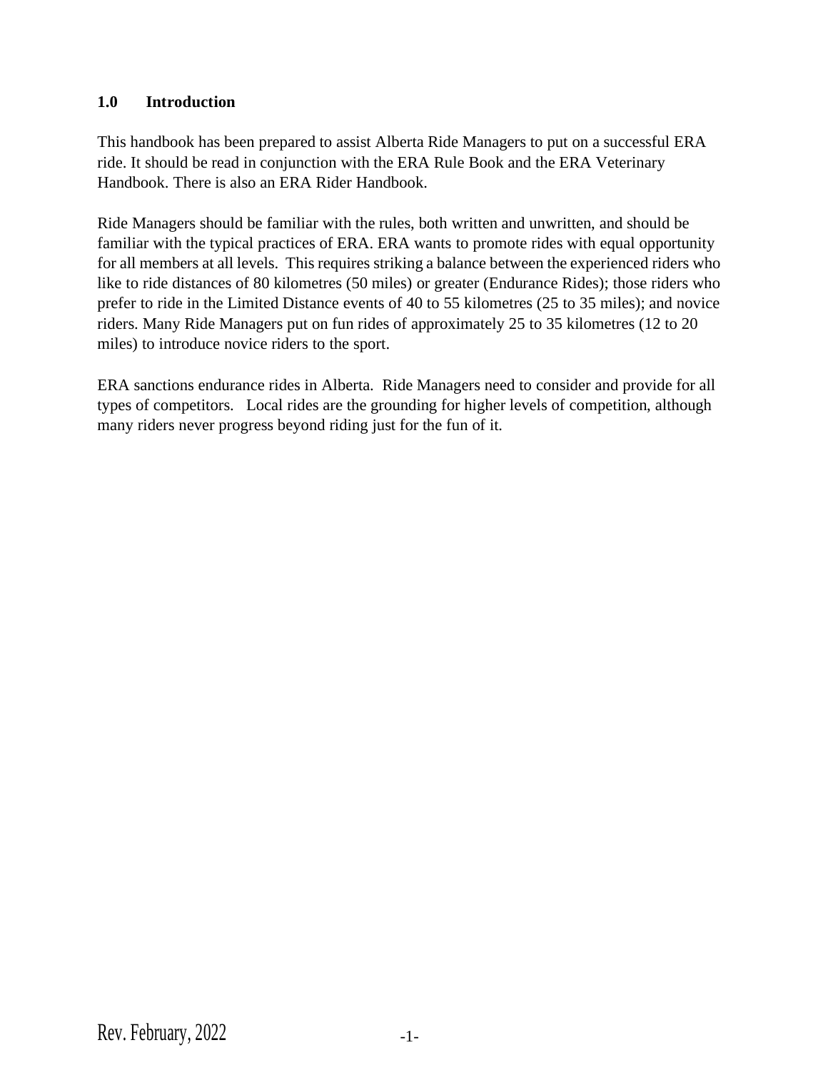## 1.0 Introduction

This handbook has been prepared to assist Alberta Ride Managers to put on a successful ERA ride. It should be read in conjunction with the ERA Rule Book and the ERA Veterinary Handbook. There is also an ERA Rider Handbook.

Ride Managers should be familiar with the rules, both written and unwritten, and should be familiar with the typical practices of ERA. ERA wants to promote rides with equal opportunity for all members at all levels. This requires striking a balance between the experienced riders who like to ride distances of 80 kilometres (50 miles) or greater (Endurance Rides); those riders who prefer to ride in the Limited Distance events of 40 to 55 kilometres (25 to 35 miles); and novice riders. Many Ride Managers put on fun rides of approximately 25 to 35 kilometres (12 to 20 miles) to introduce novice riders to the sport.

ERA sanctions endurance rides in Alberta. Ride Managers need to consider and provide for all types of competitors. Local rides are the grounding for higher levels of competition, although many riders never progress beyond riding just for the fun of it.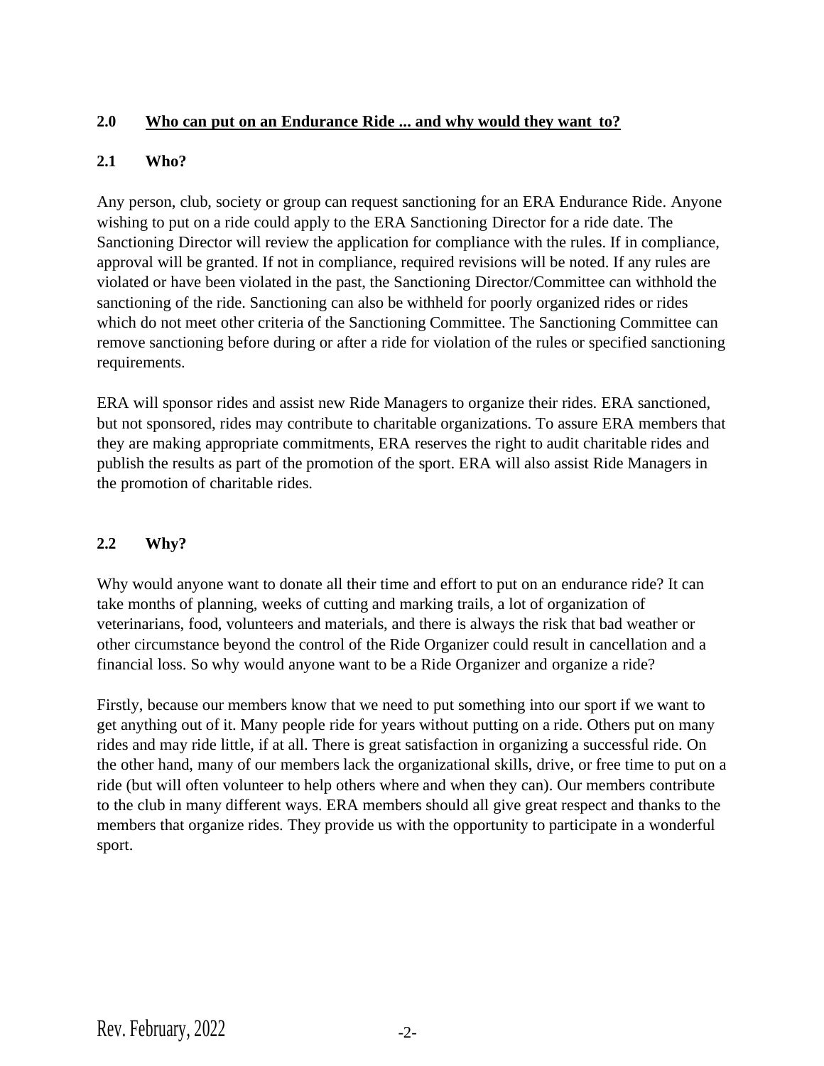## 2.0 Who can put on an Endurance Ride ... and why would they want to?

### 2.1 Who?

Any person, club, society or group can request sanctioning for an ERA Endurance Ride. Anyone wishing to put on a ride could apply to the ERA Sanctioning Director for a ride date. The Sanctioning Director will review the application for compliance with the rules. If in compliance, approval will be granted. If not in compliance, required revisions will be noted. If any rules are violated or have been violated in the past, the Sanctioning Director/Committee can withhold the sanctioning of the ride. Sanctioning can also be withheld for poorly organized rides or rides which do not meet other criteria of the Sanctioning Committee. The Sanctioning Committee can remove sanctioning before during or after a ride for violation of the rules or specified sanctioning requirements.

ERA will sponsor rides and assist new Ride Managers to organize their rides. ERA sanctioned, but not sponsored, rides may contribute to charitable organizations. To assure ERA members that they are making appropriate commitments, ERA reserves the right to audit charitable rides and publish the results as part of the promotion of the sport. ERA will also assist Ride Managers in the promotion of charitable rides.

### 2.2 Why?

Why would anyone want to donate all their time and effort to put on an endurance ride? It can take months of planning, weeks of cutting and marking trails, a lot of organization of veterinarians, food, volunteers and materials, and there is always the risk that bad weather or other circumstance beyond the control of the Ride Organizer could result in cancellation and a financial loss. So why would anyone want to be a Ride Organizer and organize a ride?

Firstly, because our members know that we need to put something into our sport if we want to get anything out of it. Many people ride for years without putting on a ride. Others put on many rides and may ride little, if at all. There is great satisfaction in organizing a successful ride. On the other hand, many of our members lack the organizational skills, drive, or free time to put on a ride (but will often volunteer to help others where and when they can). Our members contribute to the club in many different ways. ERA members should all give great respect and thanks to the members that organize rides. They provide us with the opportunity to participate in a wonderful sport.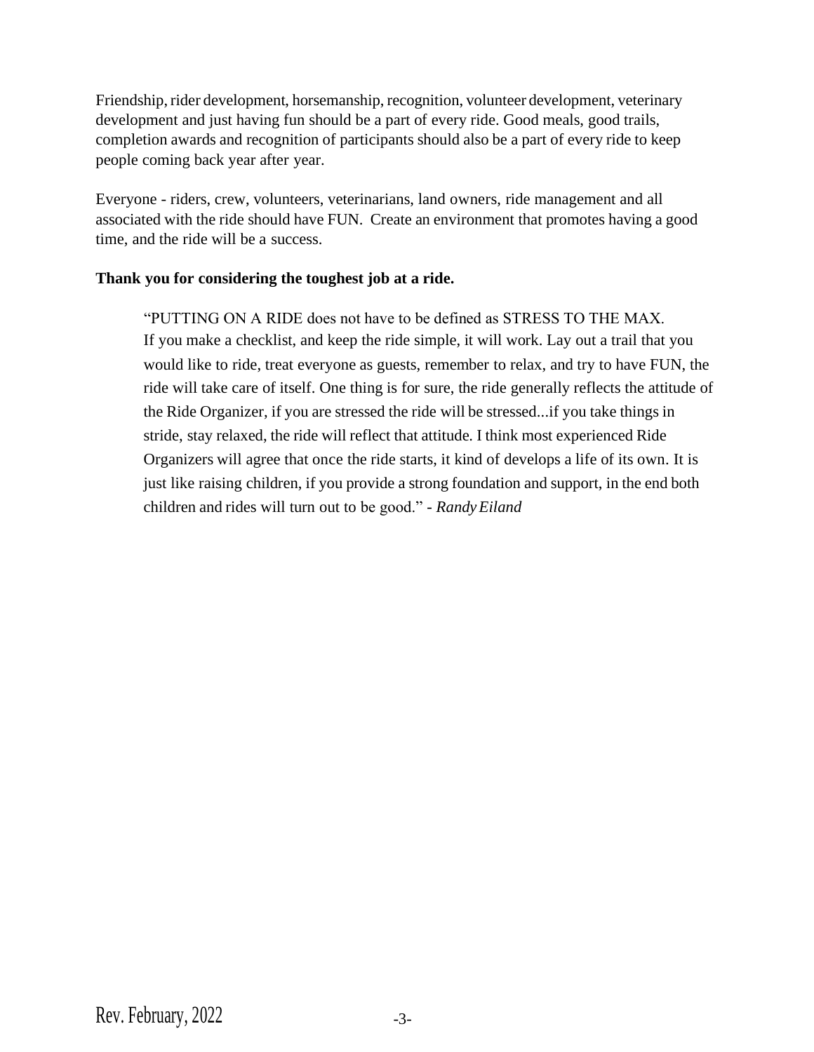Friendship, rider development, horsemanship, recognition, volunteer development, veterinary development and just having fun should be a part of every ride. Good meals, good trails, completion awards and recognition of participants should also be a part of every ride to keep people coming back year after year.

Everyone - riders, crew, volunteers, veterinarians, land owners, ride management and all associated with the ride should have FUN. Create an environment that promotes having a good time, and the ride will be a success.

**Thank you for considering the toughest job at a ride.**

> "PUTTING ON A RIDE does not have to be defined as STRESS TO THE MAX. If you make a checklist, and keep the ride simple, it will work. Lay out a trail that you would like to ride, treat everyone as guests, remember to relax, and try to have FUN, the ride will take care of itself. One thing is for sure, the ride generally reflects the attitude of the Ride Organizer, if you are stressed the ride will be stressed...if you take things in stride, stay relaxed, the ride will reflect that attitude. I think most experienced Ride Organizers will agree that once the ride starts, it kind of develops a life of its own. It is just like raising children, if you provide a strong foundation and support, in the end both children and rides will turn out to be good." - *Randy Eiland*

Rev. February, 2022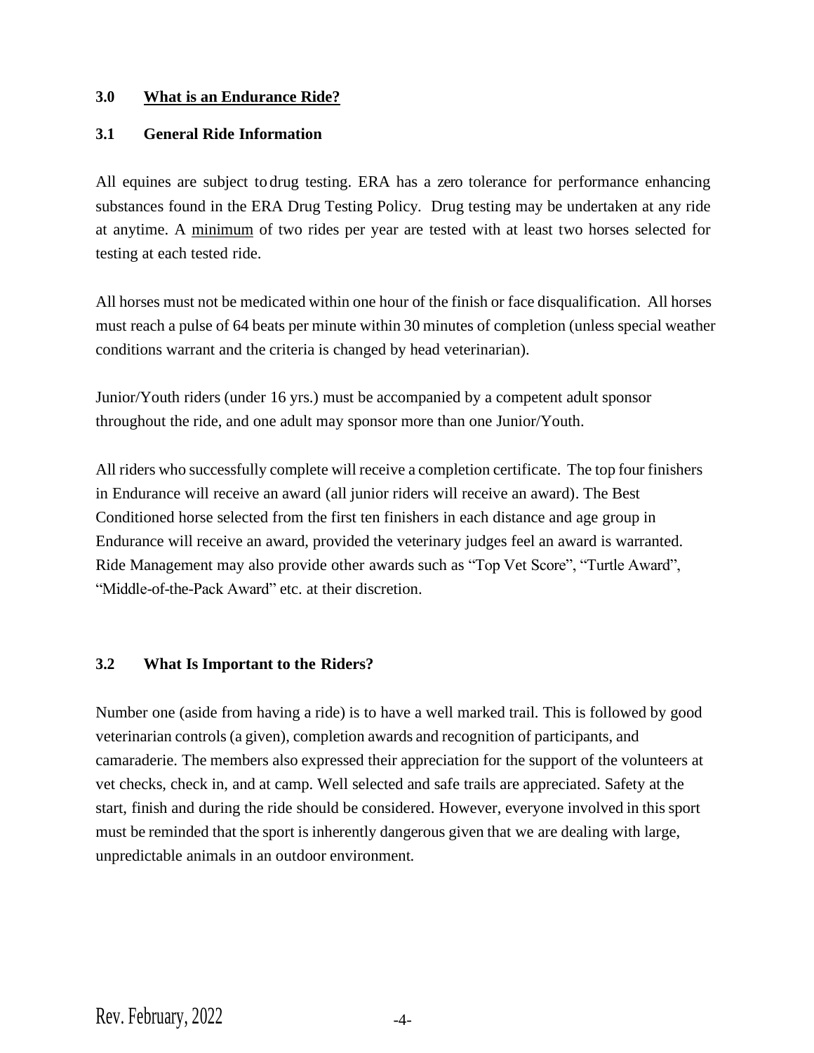## 3.0 What is an Endurance Ride?

### 3.1 General Ride Information

All equines are subject to drug testing. ERA has a zero tolerance for performance enhancing substances found in the ERA Drug Testing Policy. Drug testing may be undertaken at any ride at anytime. A minimum of two rides per year are tested with at least two horses selected for testing at each tested ride.

All horses must not be medicated within one hour of the finish or face disqualification. All horses must reach a pulse of 64 beats per minute within 30 minutes of completion (unless special weather conditions warrant and the criteria is changed by head veterinarian).

Junior/Youth riders (under 16 yrs.) must be accompanied by a competent adult sponsor throughout the ride, and one adult may sponsor more than one Junior/Youth.

All riders who successfully complete will receive a completion certificate. The top four finishers in Endurance will receive an award (all junior riders will receive an award). The Best Conditioned horse selected from the first ten finishers in each distance and age group in Endurance will receive an award, provided the veterinary judges feel an award is warranted. Ride Management may also provide other awards such as "Top Vet Score", "Turtle Award", "Middle-of-the-Pack Award" etc. at their discretion.

### 3.2 What Is Important to the Riders?

Number one (aside from having a ride) is to have a well marked trail. This is followed by good veterinarian controls (a given), completion awards and recognition of participants, and camaraderie. The members also expressed their appreciation for the support of the volunteers at vet checks, check in, and at camp. Well selected and safe trails are appreciated. Safety at the start, finish and during the ride should be considered. However, everyone involved in this sport must be reminded that the sport is inherently dangerous given that we are dealing with large, unpredictable animals in an outdoor environment.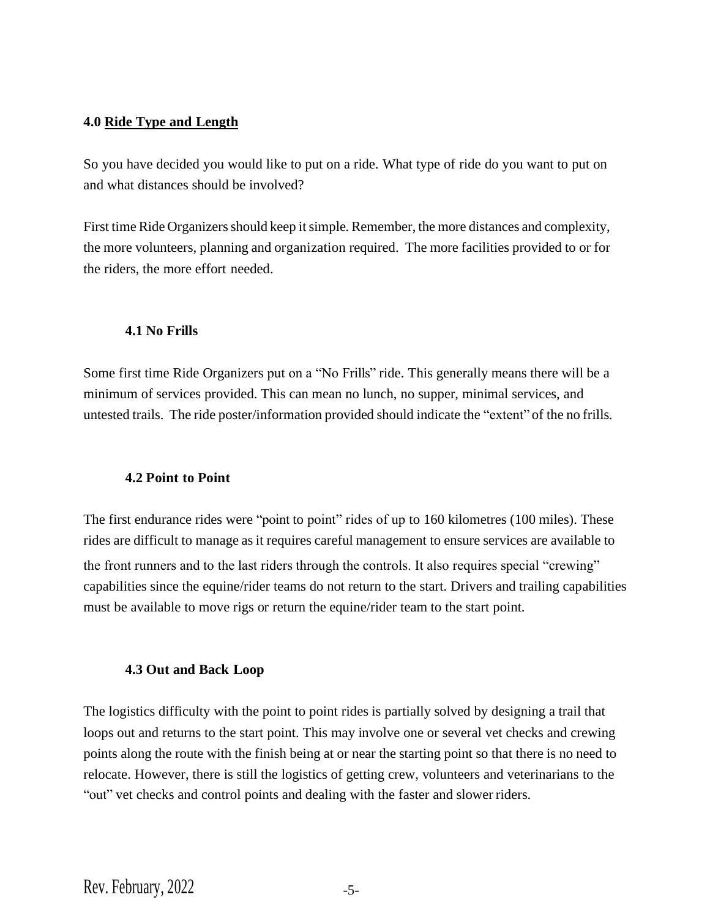## 4.0 Ride Type and Length

So you have decided you would like to put on a ride. What type of ride do you want to put on and what distances should be involved?

First time Ride Organizers should keep it simple. Remember, the more distances and complexity, the more volunteers, planning and organization required. The more facilities provided to or for the riders, the more effort needed.

### 4.1 No Frills

Some first time Ride Organizers put on a "No Frills" ride. This generally means there will be a minimum of services provided. This can mean no lunch, no supper, minimal services, and untested trails. The ride poster/information provided should indicate the "extent" of the no frills.

### 4.2 Point to Point

The first endurance rides were "point to point" rides of up to 160 kilometres (100 miles). These rides are difficult to manage as it requires careful management to ensure services are available to the front runners and to the last riders through the controls. It also requires special "crewing" capabilities since the equine/rider teams do not return to the start. Drivers and trailing capabilities must be available to move rigs or return the equine/rider team to the start point.

### 4.3 Out and Back Loop

The logistics difficulty with the point to point rides is partially solved by designing a trail that loops out and returns to the start point. This may involve one or several vet checks and crewing points along the route with the finish being at or near the starting point so that there is no need to relocate. However, there is still the logistics of getting crew, volunteers and veterinarians to the "out" vet checks and control points and dealing with the faster and slower riders.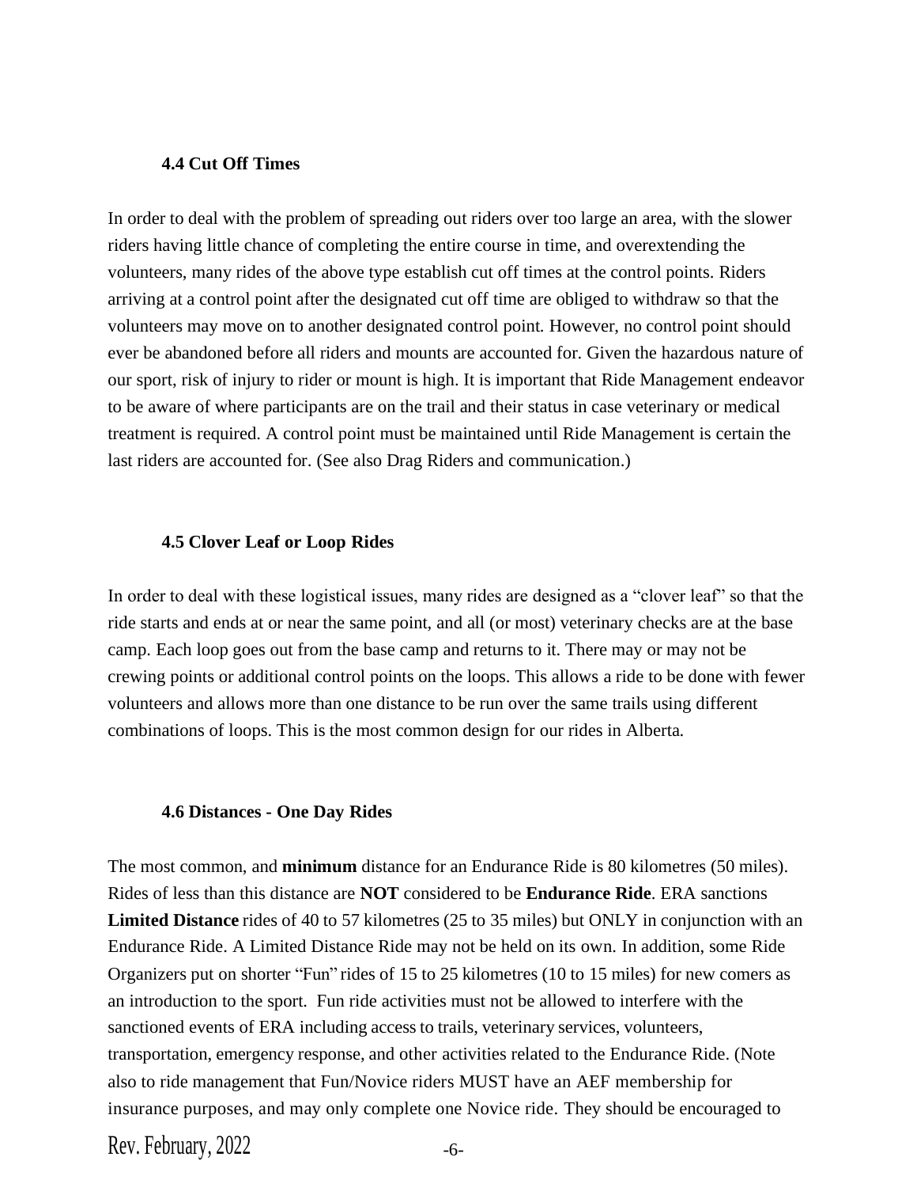### 4.4 Cut Off Times

In order to deal with the problem of spreading out riders over too large an area, with the slower riders having little chance of completing the entire course in time, and overextending the volunteers, many rides of the above type establish cut off times at the control points. Riders arriving at a control point after the designated cut off time are obliged to withdraw so that the volunteers may move on to another designated control point. However, no control point should ever be abandoned before all riders and mounts are accounted for. Given the hazardous nature of our sport, risk of injury to rider or mount is high. It is important that Ride Management endeavor to be aware of where participants are on the trail and their status in case veterinary or medical treatment is required. A control point must be maintained until Ride Management is certain the last riders are accounted for. (See also Drag Riders and communication.)

### 4.5 Clover Leaf or Loop Rides

In order to deal with these logistical issues, many rides are designed as a "clover leaf" so that the ride starts and ends at or near the same point, and all (or most) veterinary checks are at the base camp. Each loop goes out from the base camp and returns to it. There may or may not be crewing points or additional control points on the loops. This allows a ride to be done with fewer volunteers and allows more than one distance to be run over the same trails using different combinations of loops. This is the most common design for our rides in Alberta.

### 4.6 Distances - One Day Rides

The most common, and **minimum** distance for an Endurance Ride is 80 kilometres (50 miles). Rides of less than this distance are **NOT** considered to be **Endurance Ride**. ERA sanctions **Limited Distance** rides of 40 to 57 kilometres (25 to 35 miles) but ONLY in conjunction with an Endurance Ride. A Limited Distance Ride may not be held on its own. In addition, some Ride Organizers put on shorter "Fun" rides of 15 to 25 kilometres (10 to 15 miles) for new comers as an introduction to the sport. Fun ride activities must not be allowed to interfere with the sanctioned events of ERA including access to trails, veterinary services, volunteers, transportation, emergency response, and other activities related to the Endurance Ride. (Note also to ride management that Fun/Novice riders MUST have an AEF membership for insurance purposes, and may only complete one Novice ride. They should be encouraged to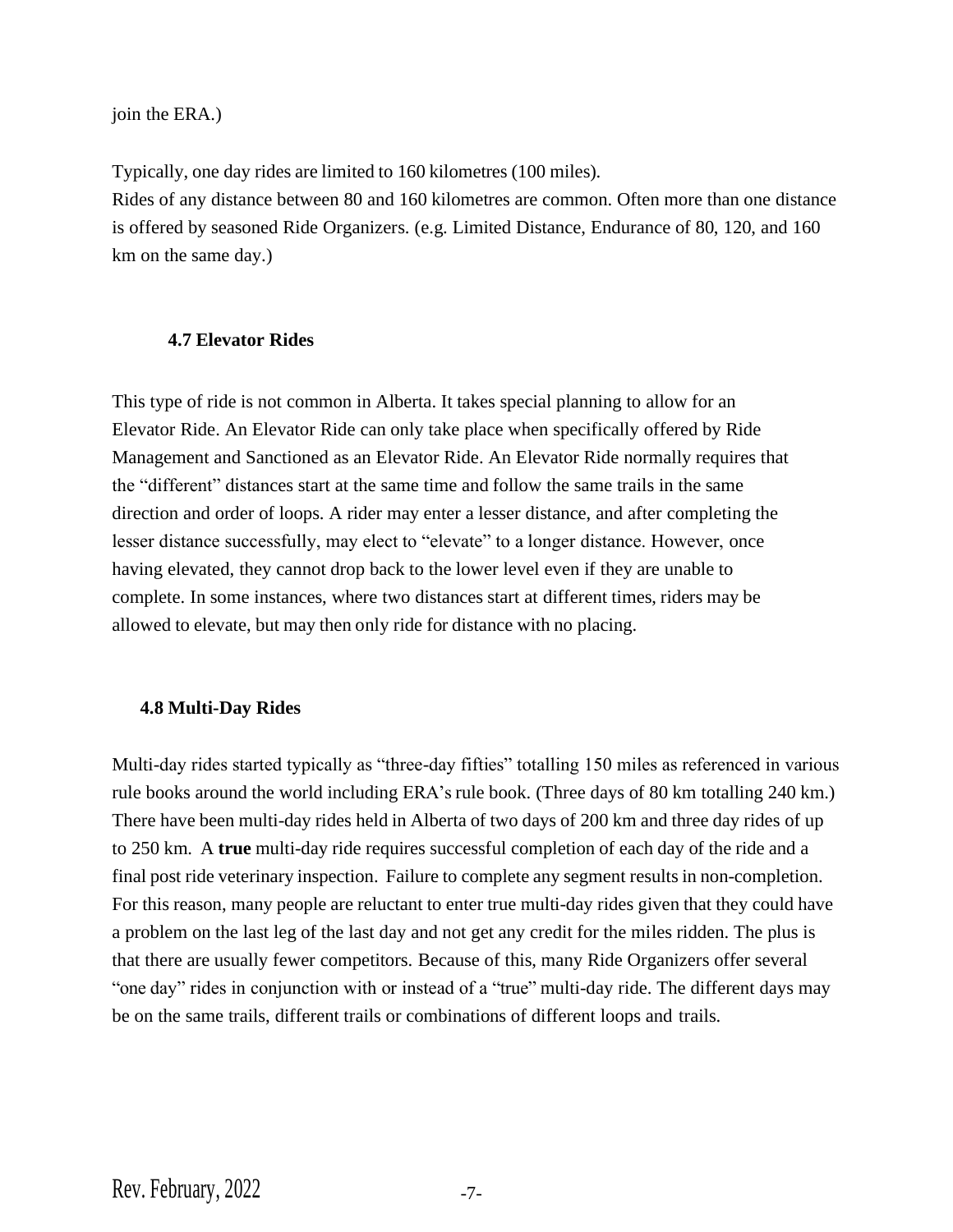join the ERA.)

Typically, one day rides are limited to 160 kilometres (100 miles).
Rides of any distance between 80 and 160 kilometres are common. Often more than one distance is offered by seasoned Ride Organizers. (e.g. Limited Distance, Endurance of 80, 120, and 160 km on the same day.)

### 4.7 Elevator Rides

This type of ride is not common in Alberta. It takes special planning to allow for an Elevator Ride. An Elevator Ride can only take place when specifically offered by Ride Management and Sanctioned as an Elevator Ride. An Elevator Ride normally requires that the "different" distances start at the same time and follow the same trails in the same direction and order of loops. A rider may enter a lesser distance, and after completing the lesser distance successfully, may elect to "elevate" to a longer distance. However, once having elevated, they cannot drop back to the lower level even if they are unable to complete. In some instances, where two distances start at different times, riders may be allowed to elevate, but may then only ride for distance with no placing.

### 4.8 Multi-Day Rides

Multi-day rides started typically as "three-day fifties" totalling 150 miles as referenced in various rule books around the world including ERA's rule book. (Three days of 80 km totalling 240 km.) There have been multi-day rides held in Alberta of two days of 200 km and three day rides of up to 250 km. A **true** multi-day ride requires successful completion of each day of the ride and a final post ride veterinary inspection. Failure to complete any segment results in non-completion. For this reason, many people are reluctant to enter true multi-day rides given that they could have a problem on the last leg of the last day and not get any credit for the miles ridden. The plus is that there are usually fewer competitors. Because of this, many Ride Organizers offer several "one day" rides in conjunction with or instead of a "true" multi-day ride. The different days may be on the same trails, different trails or combinations of different loops and trails.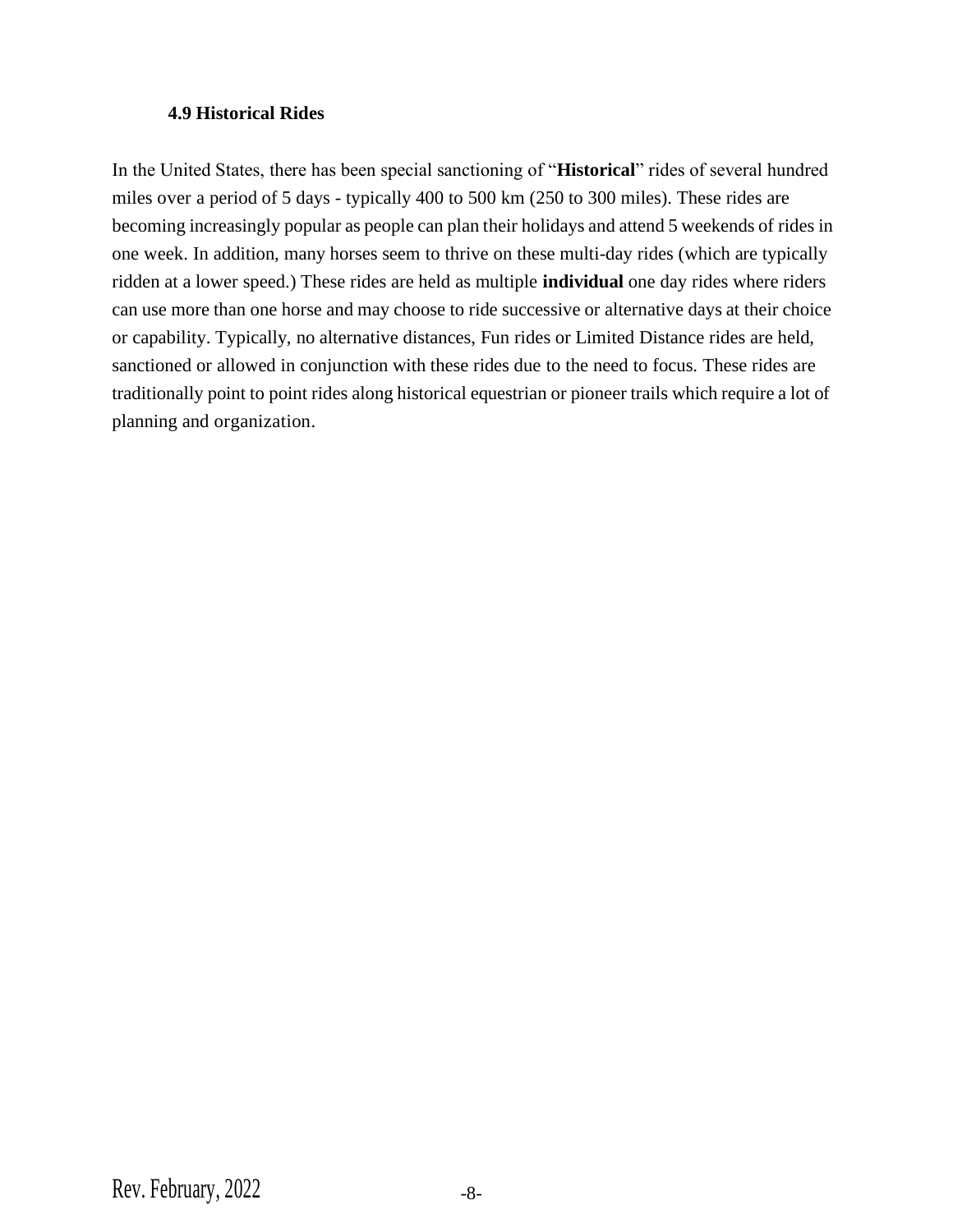### 4.9 Historical Rides

In the United States, there has been special sanctioning of "**Historical**" rides of several hundred miles over a period of 5 days - typically 400 to 500 km (250 to 300 miles). These rides are becoming increasingly popular as people can plan their holidays and attend 5 weekends of rides in one week. In addition, many horses seem to thrive on these multi-day rides (which are typically ridden at a lower speed.) These rides are held as multiple **individual** one day rides where riders can use more than one horse and may choose to ride successive or alternative days at their choice or capability. Typically, no alternative distances, Fun rides or Limited Distance rides are held, sanctioned or allowed in conjunction with these rides due to the need to focus. These rides are traditionally point to point rides along historical equestrian or pioneer trails which require a lot of planning and organization.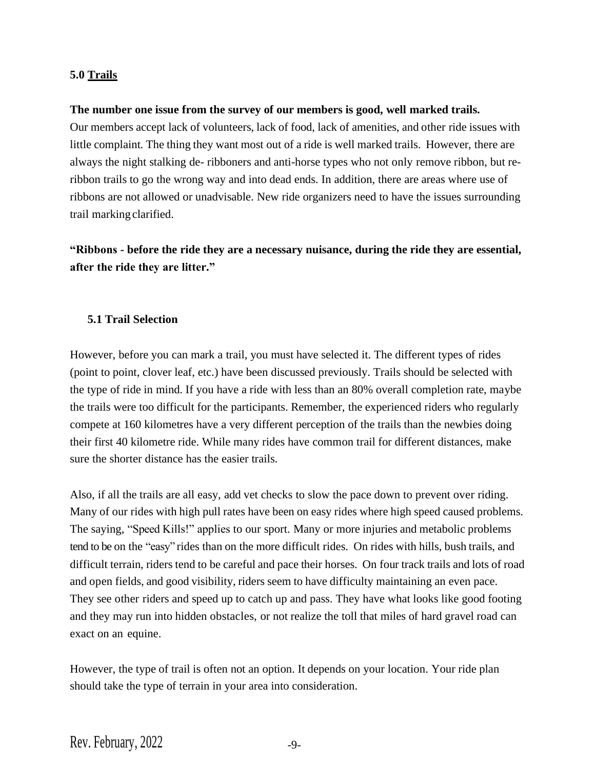## 5.0 Trails

**The number one issue from the survey of our members is good, well marked trails.**
Our members accept lack of volunteers, lack of food, lack of amenities, and other ride issues with little complaint. The thing they want most out of a ride is well marked trails. However, there are always the night stalking de- ribboners and anti-horse types who not only remove ribbon, but re-ribbon trails to go the wrong way and into dead ends. In addition, there are areas where use of ribbons are not allowed or unadvisable. New ride organizers need to have the issues surrounding trail marking clarified.

**"Ribbons - before the ride they are a necessary nuisance, during the ride they are essential, after the ride they are litter."**

### 5.1 Trail Selection

However, before you can mark a trail, you must have selected it. The different types of rides (point to point, clover leaf, etc.) have been discussed previously. Trails should be selected with the type of ride in mind. If you have a ride with less than an 80% overall completion rate, maybe the trails were too difficult for the participants. Remember, the experienced riders who regularly compete at 160 kilometres have a very different perception of the trails than the newbies doing their first 40 kilometre ride. While many rides have common trail for different distances, make sure the shorter distance has the easier trails.

Also, if all the trails are all easy, add vet checks to slow the pace down to prevent over riding. Many of our rides with high pull rates have been on easy rides where high speed caused problems. The saying, "Speed Kills!" applies to our sport. Many or more injuries and metabolic problems tend to be on the "easy" rides than on the more difficult rides. On rides with hills, bush trails, and difficult terrain, riders tend to be careful and pace their horses. On four track trails and lots of road and open fields, and good visibility, riders seem to have difficulty maintaining an even pace. They see other riders and speed up to catch up and pass. They have what looks like good footing and they may run into hidden obstacles, or not realize the toll that miles of hard gravel road can exact on an equine.

However, the type of trail is often not an option. It depends on your location. Your ride plan should take the type of terrain in your area into consideration.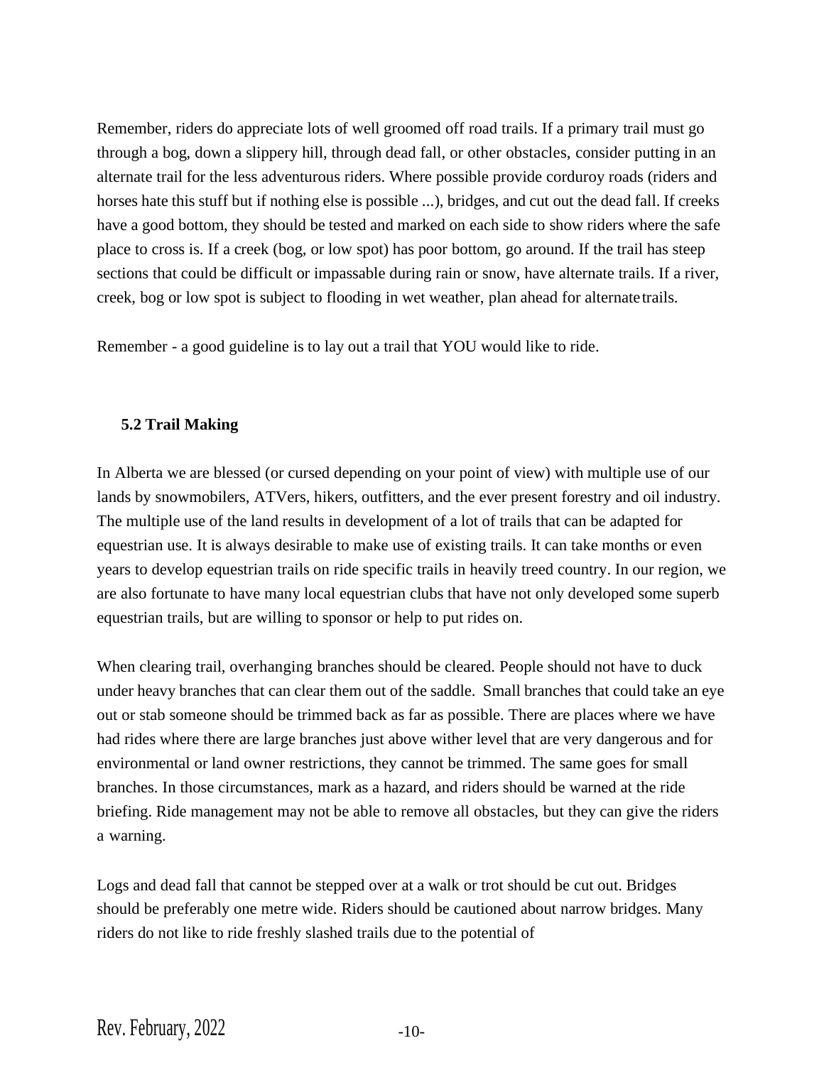Remember, riders do appreciate lots of well groomed off road trails. If a primary trail must go through a bog, down a slippery hill, through dead fall, or other obstacles, consider putting in an alternate trail for the less adventurous riders. Where possible provide corduroy roads (riders and horses hate this stuff but if nothing else is possible ...), bridges, and cut out the dead fall. If creeks have a good bottom, they should be tested and marked on each side to show riders where the safe place to cross is. If a creek (bog, or low spot) has poor bottom, go around. If the trail has steep sections that could be difficult or impassable during rain or snow, have alternate trails. If a river, creek, bog or low spot is subject to flooding in wet weather, plan ahead for alternate trails.

Remember - a good guideline is to lay out a trail that YOU would like to ride.

### 5.2 Trail Making

In Alberta we are blessed (or cursed depending on your point of view) with multiple use of our lands by snowmobilers, ATVers, hikers, outfitters, and the ever present forestry and oil industry. The multiple use of the land results in development of a lot of trails that can be adapted for equestrian use. It is always desirable to make use of existing trails. It can take months or even years to develop equestrian trails on ride specific trails in heavily treed country. In our region, we are also fortunate to have many local equestrian clubs that have not only developed some superb equestrian trails, but are willing to sponsor or help to put rides on.

When clearing trail, overhanging branches should be cleared. People should not have to duck under heavy branches that can clear them out of the saddle. Small branches that could take an eye out or stab someone should be trimmed back as far as possible. There are places where we have had rides where there are large branches just above wither level that are very dangerous and for environmental or land owner restrictions, they cannot be trimmed. The same goes for small branches. In those circumstances, mark as a hazard, and riders should be warned at the ride briefing. Ride management may not be able to remove all obstacles, but they can give the riders a warning.

Logs and dead fall that cannot be stepped over at a walk or trot should be cut out. Bridges should be preferably one metre wide. Riders should be cautioned about narrow bridges. Many riders do not like to ride freshly slashed trails due to the potential of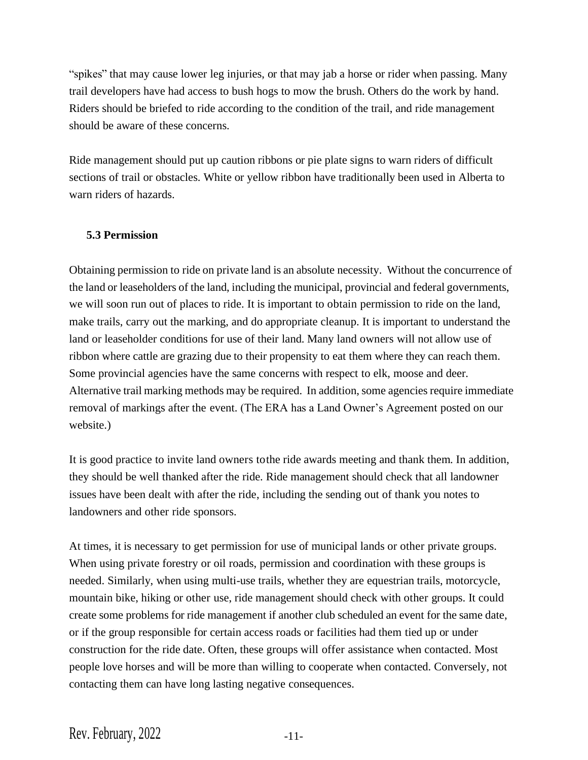"spikes" that may cause lower leg injuries, or that may jab a horse or rider when passing. Many trail developers have had access to bush hogs to mow the brush. Others do the work by hand. Riders should be briefed to ride according to the condition of the trail, and ride management should be aware of these concerns.

Ride management should put up caution ribbons or pie plate signs to warn riders of difficult sections of trail or obstacles. White or yellow ribbon have traditionally been used in Alberta to warn riders of hazards.

### 5.3 Permission

Obtaining permission to ride on private land is an absolute necessity. Without the concurrence of the land or leaseholders of the land, including the municipal, provincial and federal governments, we will soon run out of places to ride. It is important to obtain permission to ride on the land, make trails, carry out the marking, and do appropriate cleanup. It is important to understand the land or leaseholder conditions for use of their land. Many land owners will not allow use of ribbon where cattle are grazing due to their propensity to eat them where they can reach them. Some provincial agencies have the same concerns with respect to elk, moose and deer. Alternative trail marking methods may be required. In addition, some agencies require immediate removal of markings after the event. (The ERA has a Land Owner's Agreement posted on our website.)

It is good practice to invite land owners tothe ride awards meeting and thank them. In addition, they should be well thanked after the ride. Ride management should check that all landowner issues have been dealt with after the ride, including the sending out of thank you notes to landowners and other ride sponsors.

At times, it is necessary to get permission for use of municipal lands or other private groups. When using private forestry or oil roads, permission and coordination with these groups is needed. Similarly, when using multi-use trails, whether they are equestrian trails, motorcycle, mountain bike, hiking or other use, ride management should check with other groups. It could create some problems for ride management if another club scheduled an event for the same date, or if the group responsible for certain access roads or facilities had them tied up or under construction for the ride date. Often, these groups will offer assistance when contacted. Most people love horses and will be more than willing to cooperate when contacted. Conversely, not contacting them can have long lasting negative consequences.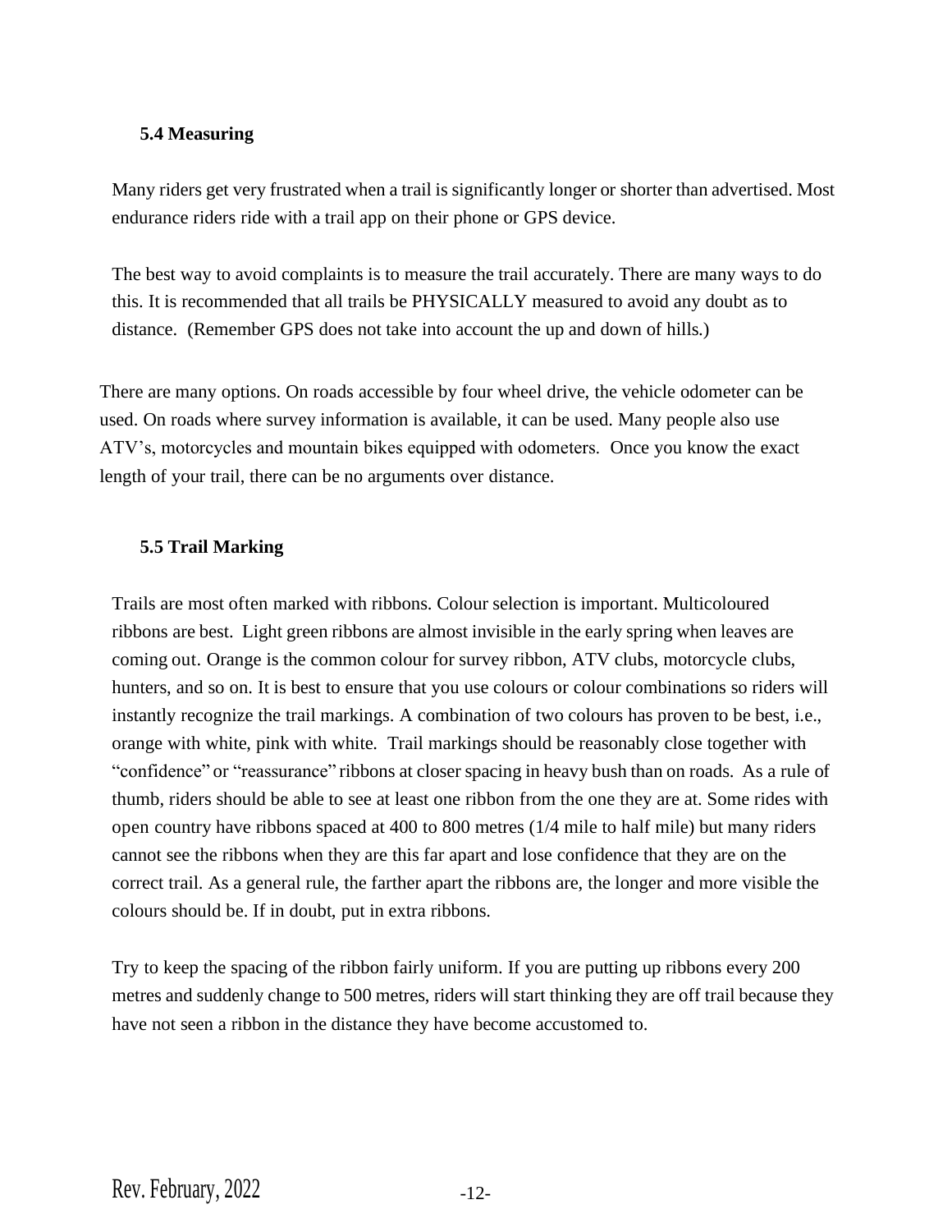### 5.4 Measuring

Many riders get very frustrated when a trail is significantly longer or shorter than advertised. Most endurance riders ride with a trail app on their phone or GPS device.

The best way to avoid complaints is to measure the trail accurately. There are many ways to do this. It is recommended that all trails be PHYSICALLY measured to avoid any doubt as to distance. (Remember GPS does not take into account the up and down of hills.)

There are many options. On roads accessible by four wheel drive, the vehicle odometer can be used. On roads where survey information is available, it can be used. Many people also use ATV's, motorcycles and mountain bikes equipped with odometers. Once you know the exact length of your trail, there can be no arguments over distance.

### 5.5 Trail Marking

Trails are most often marked with ribbons. Colour selection is important. Multicoloured ribbons are best. Light green ribbons are almost invisible in the early spring when leaves are coming out. Orange is the common colour for survey ribbon, ATV clubs, motorcycle clubs, hunters, and so on. It is best to ensure that you use colours or colour combinations so riders will instantly recognize the trail markings. A combination of two colours has proven to be best, i.e., orange with white, pink with white. Trail markings should be reasonably close together with "confidence" or "reassurance" ribbons at closer spacing in heavy bush than on roads. As a rule of thumb, riders should be able to see at least one ribbon from the one they are at. Some rides with open country have ribbons spaced at 400 to 800 metres (1/4 mile to half mile) but many riders cannot see the ribbons when they are this far apart and lose confidence that they are on the correct trail. As a general rule, the farther apart the ribbons are, the longer and more visible the colours should be. If in doubt, put in extra ribbons.

Try to keep the spacing of the ribbon fairly uniform. If you are putting up ribbons every 200 metres and suddenly change to 500 metres, riders will start thinking they are off trail because they have not seen a ribbon in the distance they have become accustomed to.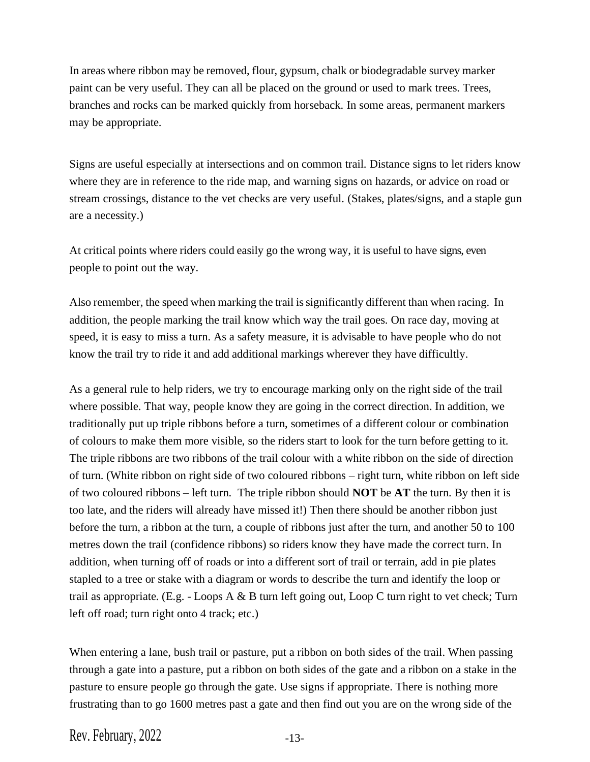In areas where ribbon may be removed, flour, gypsum, chalk or biodegradable survey marker paint can be very useful. They can all be placed on the ground or used to mark trees. Trees, branches and rocks can be marked quickly from horseback. In some areas, permanent markers may be appropriate.

Signs are useful especially at intersections and on common trail. Distance signs to let riders know where they are in reference to the ride map, and warning signs on hazards, or advice on road or stream crossings, distance to the vet checks are very useful. (Stakes, plates/signs, and a staple gun are a necessity.)

At critical points where riders could easily go the wrong way, it is useful to have signs, even people to point out the way.

Also remember, the speed when marking the trail is significantly different than when racing. In addition, the people marking the trail know which way the trail goes. On race day, moving at speed, it is easy to miss a turn. As a safety measure, it is advisable to have people who do not know the trail try to ride it and add additional markings wherever they have difficultly.

As a general rule to help riders, we try to encourage marking only on the right side of the trail where possible. That way, people know they are going in the correct direction. In addition, we traditionally put up triple ribbons before a turn, sometimes of a different colour or combination of colours to make them more visible, so the riders start to look for the turn before getting to it. The triple ribbons are two ribbons of the trail colour with a white ribbon on the side of direction of turn. (White ribbon on right side of two coloured ribbons – right turn, white ribbon on left side of two coloured ribbons – left turn. The triple ribbon should **NOT** be **AT** the turn. By then it is too late, and the riders will already have missed it!) Then there should be another ribbon just before the turn, a ribbon at the turn, a couple of ribbons just after the turn, and another 50 to 100 metres down the trail (confidence ribbons) so riders know they have made the correct turn. In addition, when turning off of roads or into a different sort of trail or terrain, add in pie plates stapled to a tree or stake with a diagram or words to describe the turn and identify the loop or trail as appropriate. (E.g. - Loops A & B turn left going out, Loop C turn right to vet check; Turn left off road; turn right onto 4 track; etc.)

When entering a lane, bush trail or pasture, put a ribbon on both sides of the trail. When passing through a gate into a pasture, put a ribbon on both sides of the gate and a ribbon on a stake in the pasture to ensure people go through the gate. Use signs if appropriate. There is nothing more frustrating than to go 1600 metres past a gate and then find out you are on the wrong side of the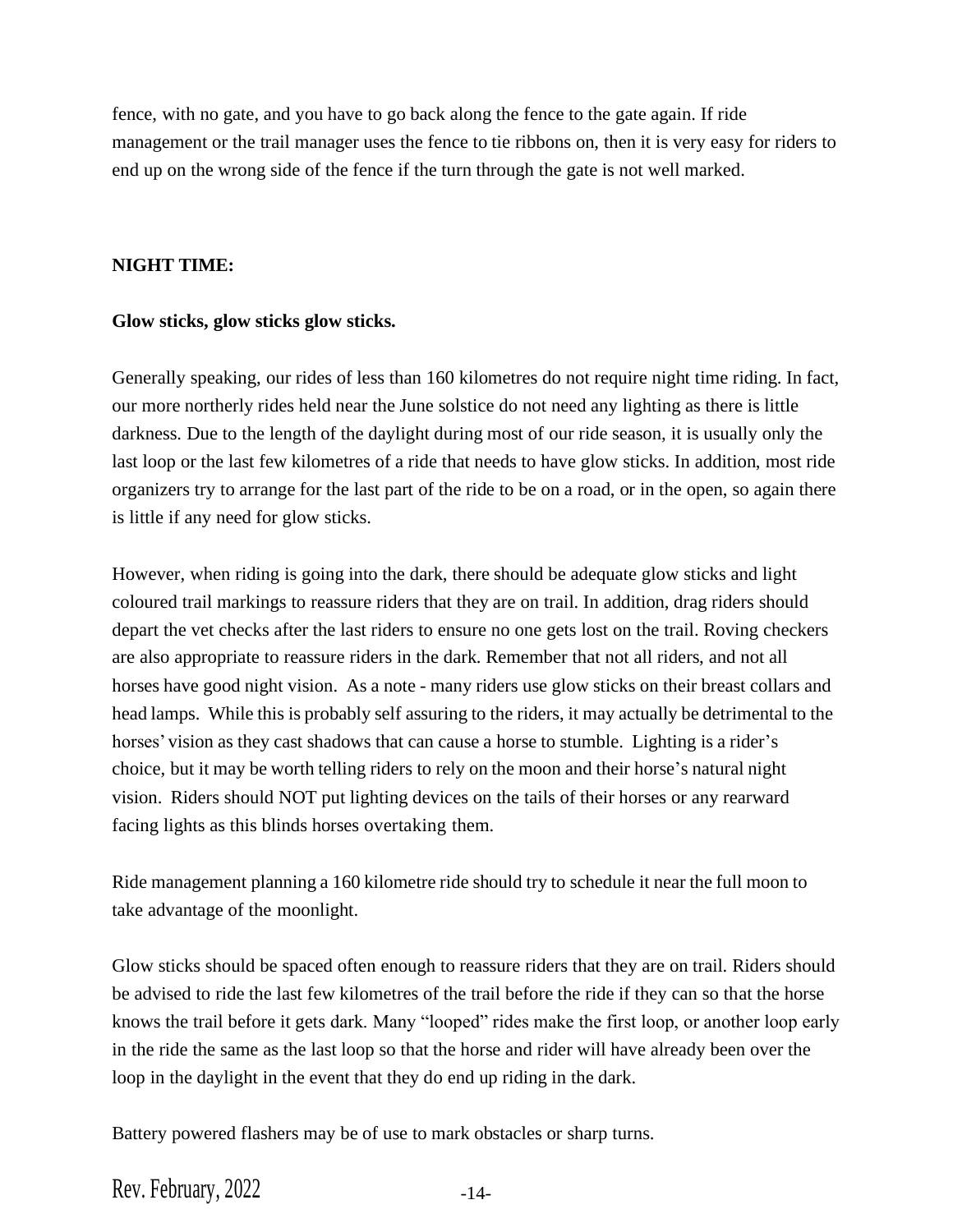fence, with no gate, and you have to go back along the fence to the gate again. If ride management or the trail manager uses the fence to tie ribbons on, then it is very easy for riders to end up on the wrong side of the fence if the turn through the gate is not well marked.

**NIGHT TIME:**

**Glow sticks, glow sticks glow sticks.**

Generally speaking, our rides of less than 160 kilometres do not require night time riding. In fact, our more northerly rides held near the June solstice do not need any lighting as there is little darkness. Due to the length of the daylight during most of our ride season, it is usually only the last loop or the last few kilometres of a ride that needs to have glow sticks. In addition, most ride organizers try to arrange for the last part of the ride to be on a road, or in the open, so again there is little if any need for glow sticks.

However, when riding is going into the dark, there should be adequate glow sticks and light coloured trail markings to reassure riders that they are on trail. In addition, drag riders should depart the vet checks after the last riders to ensure no one gets lost on the trail. Roving checkers are also appropriate to reassure riders in the dark. Remember that not all riders, and not all horses have good night vision. As a note - many riders use glow sticks on their breast collars and head lamps. While this is probably self assuring to the riders, it may actually be detrimental to the horses' vision as they cast shadows that can cause a horse to stumble. Lighting is a rider's choice, but it may be worth telling riders to rely on the moon and their horse's natural night vision. Riders should NOT put lighting devices on the tails of their horses or any rearward facing lights as this blinds horses overtaking them.

Ride management planning a 160 kilometre ride should try to schedule it near the full moon to take advantage of the moonlight.

Glow sticks should be spaced often enough to reassure riders that they are on trail. Riders should be advised to ride the last few kilometres of the trail before the ride if they can so that the horse knows the trail before it gets dark. Many "looped" rides make the first loop, or another loop early in the ride the same as the last loop so that the horse and rider will have already been over the loop in the daylight in the event that they do end up riding in the dark.

Battery powered flashers may be of use to mark obstacles or sharp turns.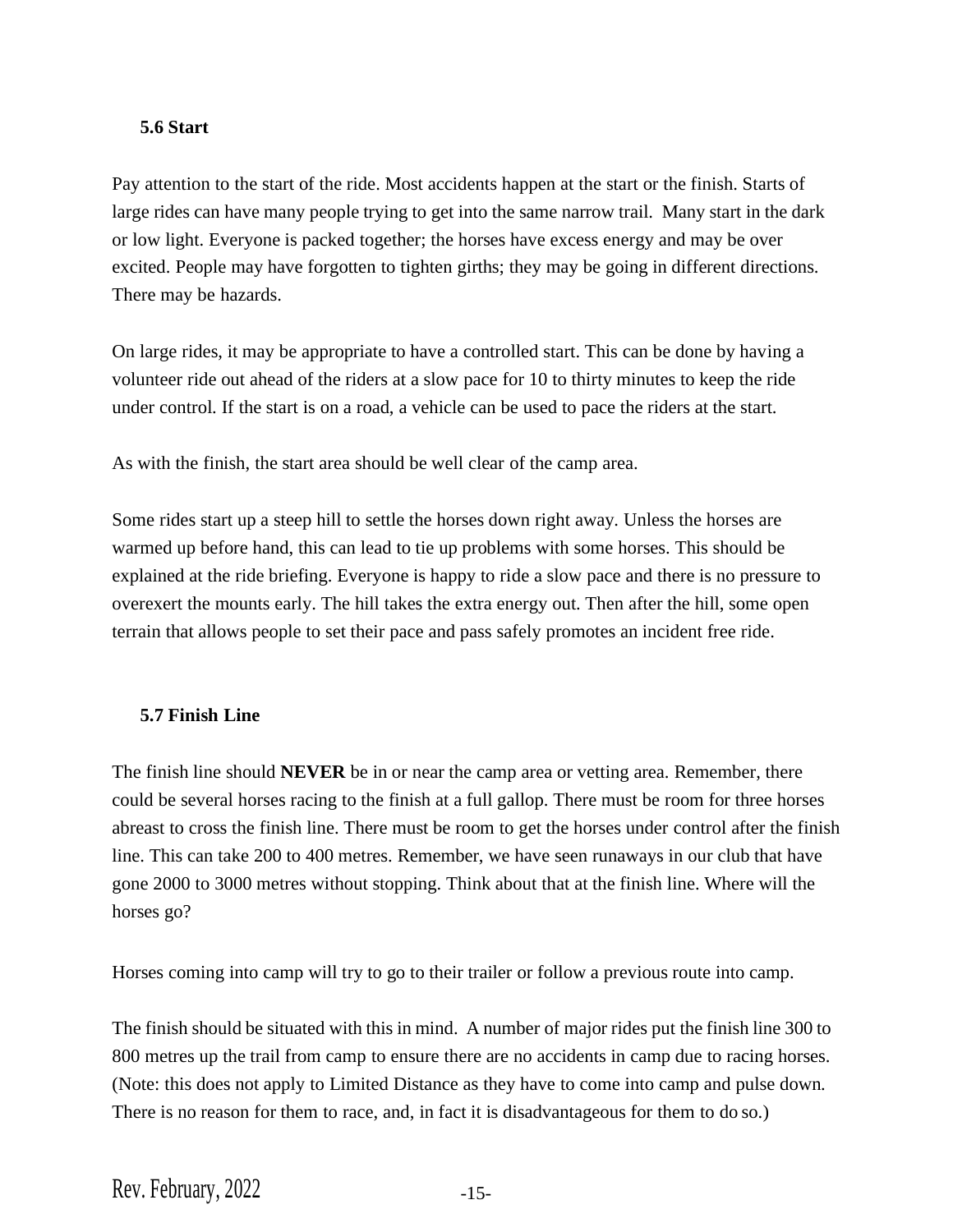### 5.6 Start

Pay attention to the start of the ride. Most accidents happen at the start or the finish. Starts of large rides can have many people trying to get into the same narrow trail. Many start in the dark or low light. Everyone is packed together; the horses have excess energy and may be over excited. People may have forgotten to tighten girths; they may be going in different directions. There may be hazards.

On large rides, it may be appropriate to have a controlled start. This can be done by having a volunteer ride out ahead of the riders at a slow pace for 10 to thirty minutes to keep the ride under control. If the start is on a road, a vehicle can be used to pace the riders at the start.

As with the finish, the start area should be well clear of the camp area.

Some rides start up a steep hill to settle the horses down right away. Unless the horses are warmed up before hand, this can lead to tie up problems with some horses. This should be explained at the ride briefing. Everyone is happy to ride a slow pace and there is no pressure to overexert the mounts early. The hill takes the extra energy out. Then after the hill, some open terrain that allows people to set their pace and pass safely promotes an incident free ride.

### 5.7 Finish Line

The finish line should **NEVER** be in or near the camp area or vetting area. Remember, there could be several horses racing to the finish at a full gallop. There must be room for three horses abreast to cross the finish line. There must be room to get the horses under control after the finish line. This can take 200 to 400 metres. Remember, we have seen runaways in our club that have gone 2000 to 3000 metres without stopping. Think about that at the finish line. Where will the horses go?

Horses coming into camp will try to go to their trailer or follow a previous route into camp.

The finish should be situated with this in mind. A number of major rides put the finish line 300 to 800 metres up the trail from camp to ensure there are no accidents in camp due to racing horses. (Note: this does not apply to Limited Distance as they have to come into camp and pulse down. There is no reason for them to race, and, in fact it is disadvantageous for them to do so.)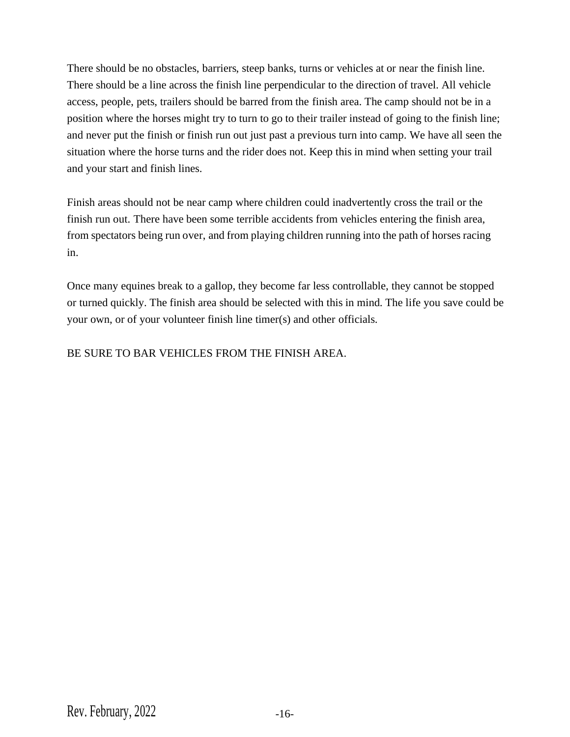There should be no obstacles, barriers, steep banks, turns or vehicles at or near the finish line. There should be a line across the finish line perpendicular to the direction of travel. All vehicle access, people, pets, trailers should be barred from the finish area. The camp should not be in a position where the horses might try to turn to go to their trailer instead of going to the finish line; and never put the finish or finish run out just past a previous turn into camp. We have all seen the situation where the horse turns and the rider does not. Keep this in mind when setting your trail and your start and finish lines.

Finish areas should not be near camp where children could inadvertently cross the trail or the finish run out. There have been some terrible accidents from vehicles entering the finish area, from spectators being run over, and from playing children running into the path of horses racing in.

Once many equines break to a gallop, they become far less controllable, they cannot be stopped or turned quickly. The finish area should be selected with this in mind. The life you save could be your own, or of your volunteer finish line timer(s) and other officials.

BE SURE TO BAR VEHICLES FROM THE FINISH AREA.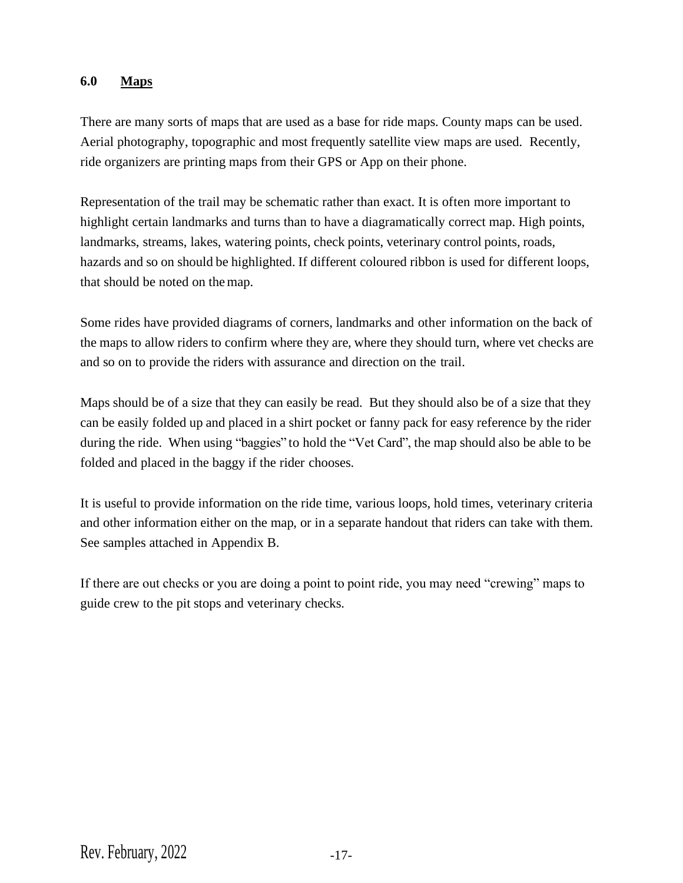## 6.0 Maps

There are many sorts of maps that are used as a base for ride maps. County maps can be used. Aerial photography, topographic and most frequently satellite view maps are used. Recently, ride organizers are printing maps from their GPS or App on their phone.

Representation of the trail may be schematic rather than exact. It is often more important to highlight certain landmarks and turns than to have a diagramatically correct map. High points, landmarks, streams, lakes, watering points, check points, veterinary control points, roads, hazards and so on should be highlighted. If different coloured ribbon is used for different loops, that should be noted on the map.

Some rides have provided diagrams of corners, landmarks and other information on the back of the maps to allow riders to confirm where they are, where they should turn, where vet checks are and so on to provide the riders with assurance and direction on the trail.

Maps should be of a size that they can easily be read. But they should also be of a size that they can be easily folded up and placed in a shirt pocket or fanny pack for easy reference by the rider during the ride. When using "baggies" to hold the "Vet Card", the map should also be able to be folded and placed in the baggy if the rider chooses.

It is useful to provide information on the ride time, various loops, hold times, veterinary criteria and other information either on the map, or in a separate handout that riders can take with them. See samples attached in Appendix B.

If there are out checks or you are doing a point to point ride, you may need "crewing" maps to guide crew to the pit stops and veterinary checks.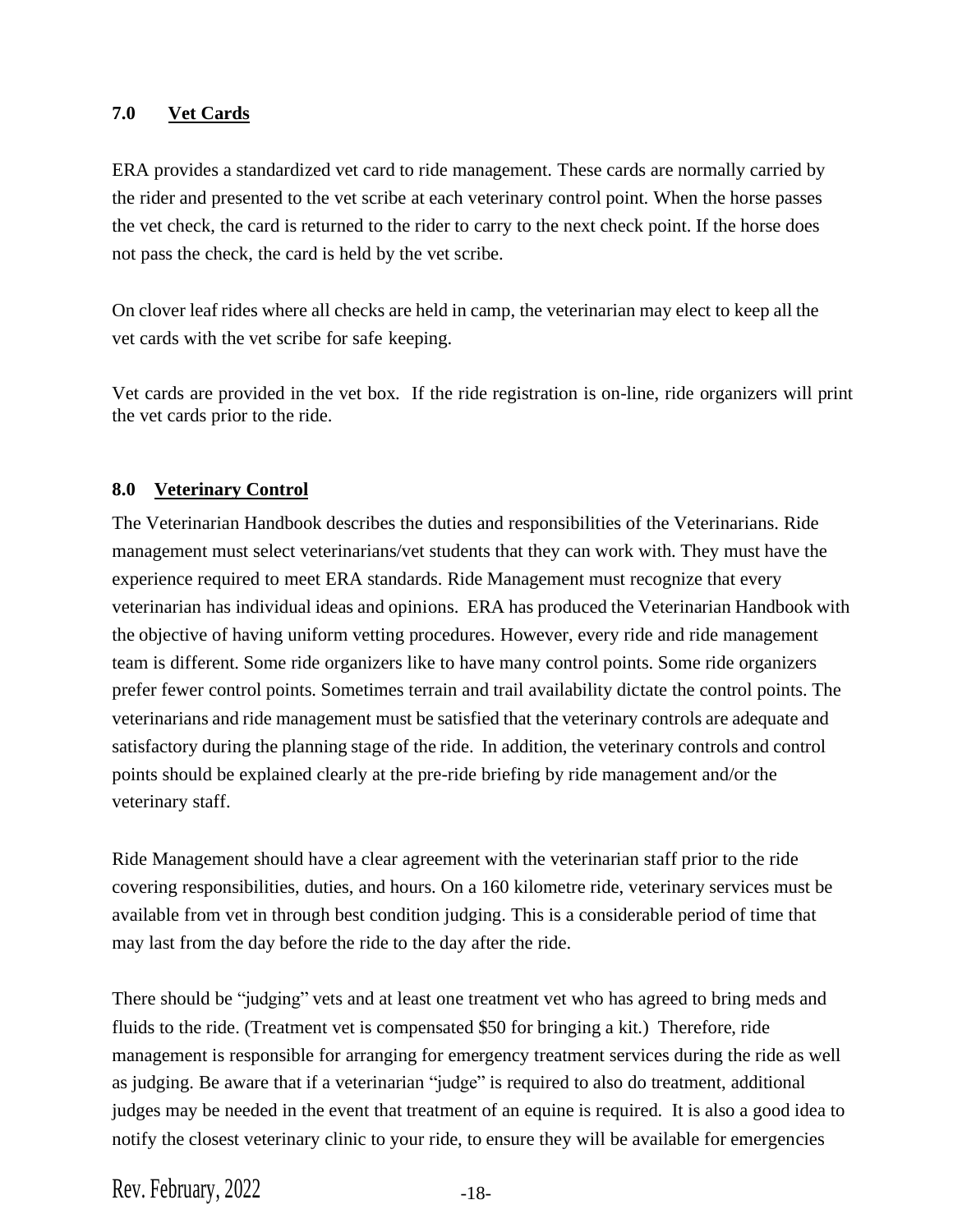## 7.0 Vet Cards

ERA provides a standardized vet card to ride management. These cards are normally carried by the rider and presented to the vet scribe at each veterinary control point. When the horse passes the vet check, the card is returned to the rider to carry to the next check point. If the horse does not pass the check, the card is held by the vet scribe.

On clover leaf rides where all checks are held in camp, the veterinarian may elect to keep all the vet cards with the vet scribe for safe keeping.

Vet cards are provided in the vet box. If the ride registration is on-line, ride organizers will print the vet cards prior to the ride.

## 8.0 Veterinary Control

The Veterinarian Handbook describes the duties and responsibilities of the Veterinarians. Ride management must select veterinarians/vet students that they can work with. They must have the experience required to meet ERA standards. Ride Management must recognize that every veterinarian has individual ideas and opinions. ERA has produced the Veterinarian Handbook with the objective of having uniform vetting procedures. However, every ride and ride management team is different. Some ride organizers like to have many control points. Some ride organizers prefer fewer control points. Sometimes terrain and trail availability dictate the control points. The veterinarians and ride management must be satisfied that the veterinary controls are adequate and satisfactory during the planning stage of the ride. In addition, the veterinary controls and control points should be explained clearly at the pre-ride briefing by ride management and/or the veterinary staff.

Ride Management should have a clear agreement with the veterinarian staff prior to the ride covering responsibilities, duties, and hours. On a 160 kilometre ride, veterinary services must be available from vet in through best condition judging. This is a considerable period of time that may last from the day before the ride to the day after the ride.

There should be "judging" vets and at least one treatment vet who has agreed to bring meds and fluids to the ride. (Treatment vet is compensated $50 for bringing a kit.) Therefore, ride management is responsible for arranging for emergency treatment services during the ride as well as judging. Be aware that if a veterinarian "judge" is required to also do treatment, additional judges may be needed in the event that treatment of an equine is required. It is also a good idea to notify the closest veterinary clinic to your ride, to ensure they will be available for emergencies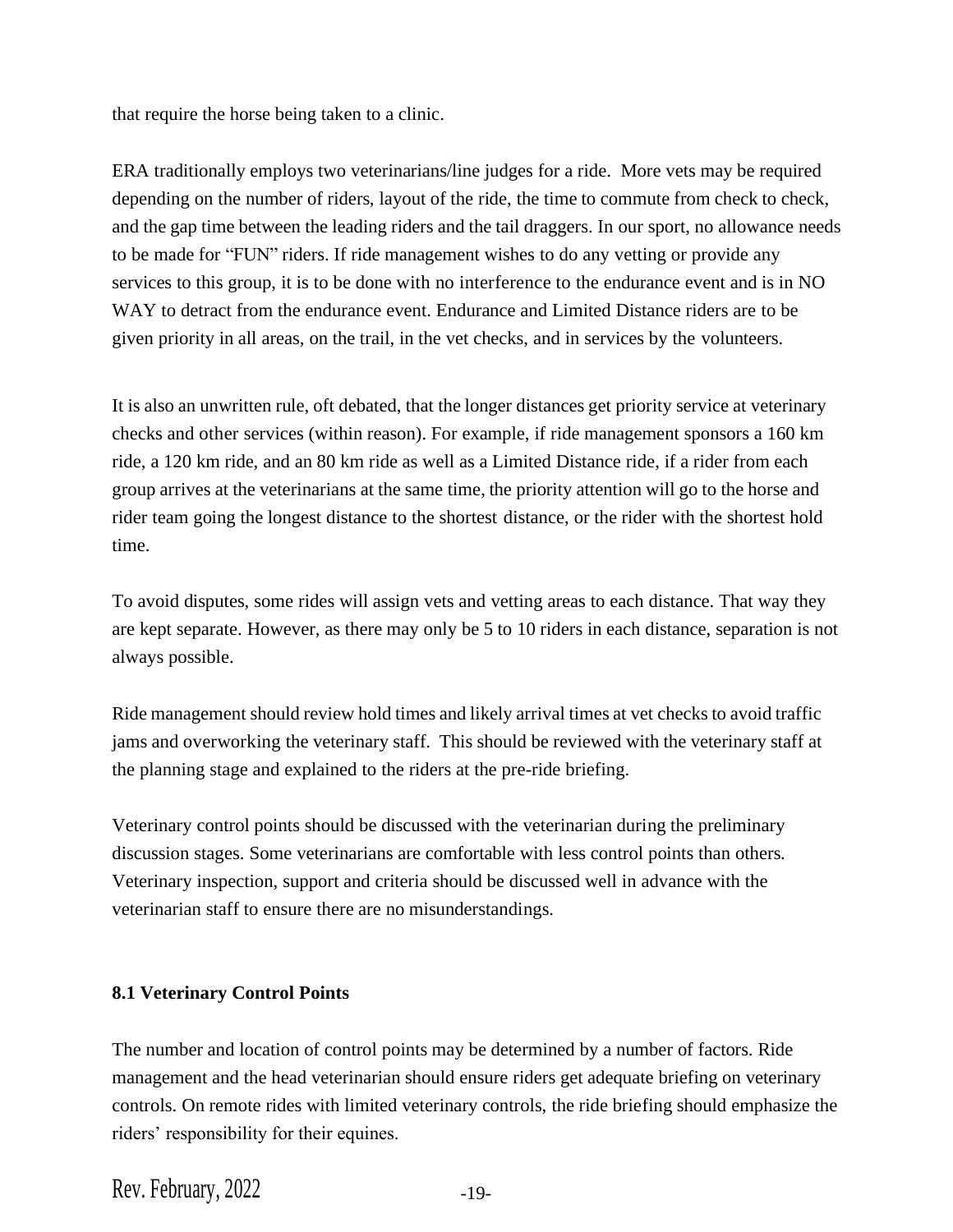that require the horse being taken to a clinic.

ERA traditionally employs two veterinarians/line judges for a ride. More vets may be required depending on the number of riders, layout of the ride, the time to commute from check to check, and the gap time between the leading riders and the tail draggers. In our sport, no allowance needs to be made for "FUN" riders. If ride management wishes to do any vetting or provide any services to this group, it is to be done with no interference to the endurance event and is in NO WAY to detract from the endurance event. Endurance and Limited Distance riders are to be given priority in all areas, on the trail, in the vet checks, and in services by the volunteers.

It is also an unwritten rule, oft debated, that the longer distances get priority service at veterinary checks and other services (within reason). For example, if ride management sponsors a 160 km ride, a 120 km ride, and an 80 km ride as well as a Limited Distance ride, if a rider from each group arrives at the veterinarians at the same time, the priority attention will go to the horse and rider team going the longest distance to the shortest distance, or the rider with the shortest hold time.

To avoid disputes, some rides will assign vets and vetting areas to each distance. That way they are kept separate. However, as there may only be 5 to 10 riders in each distance, separation is not always possible.

Ride management should review hold times and likely arrival times at vet checks to avoid traffic jams and overworking the veterinary staff. This should be reviewed with the veterinary staff at the planning stage and explained to the riders at the pre-ride briefing.

Veterinary control points should be discussed with the veterinarian during the preliminary discussion stages. Some veterinarians are comfortable with less control points than others. Veterinary inspection, support and criteria should be discussed well in advance with the veterinarian staff to ensure there are no misunderstandings.

### 8.1 Veterinary Control Points

The number and location of control points may be determined by a number of factors. Ride management and the head veterinarian should ensure riders get adequate briefing on veterinary controls. On remote rides with limited veterinary controls, the ride briefing should emphasize the riders' responsibility for their equines.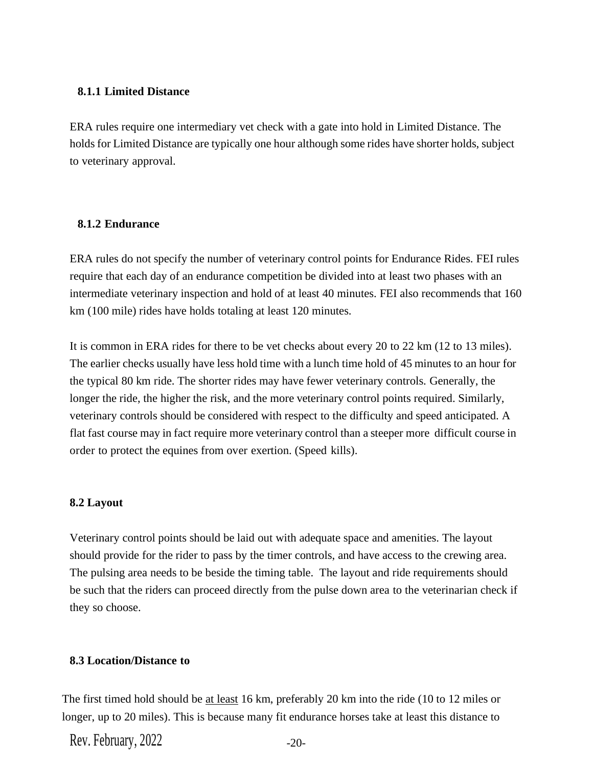### 8.1.1 Limited Distance

ERA rules require one intermediary vet check with a gate into hold in Limited Distance. The holds for Limited Distance are typically one hour although some rides have shorter holds, subject to veterinary approval.

### 8.1.2 Endurance

ERA rules do not specify the number of veterinary control points for Endurance Rides. FEI rules require that each day of an endurance competition be divided into at least two phases with an intermediate veterinary inspection and hold of at least 40 minutes. FEI also recommends that 160 km (100 mile) rides have holds totaling at least 120 minutes.

It is common in ERA rides for there to be vet checks about every 20 to 22 km (12 to 13 miles). The earlier checks usually have less hold time with a lunch time hold of 45 minutes to an hour for the typical 80 km ride. The shorter rides may have fewer veterinary controls. Generally, the longer the ride, the higher the risk, and the more veterinary control points required. Similarly, veterinary controls should be considered with respect to the difficulty and speed anticipated. A flat fast course may in fact require more veterinary control than a steeper more difficult course in order to protect the equines from over exertion. (Speed kills).

## 8.2 Layout

Veterinary control points should be laid out with adequate space and amenities. The layout should provide for the rider to pass by the timer controls, and have access to the crewing area. The pulsing area needs to be beside the timing table. The layout and ride requirements should be such that the riders can proceed directly from the pulse down area to the veterinarian check if they so choose.

## 8.3 Location/Distance to

The first timed hold should be <u>at least</u> 16 km, preferably 20 km into the ride (10 to 12 miles or longer, up to 20 miles). This is because many fit endurance horses take at least this distance to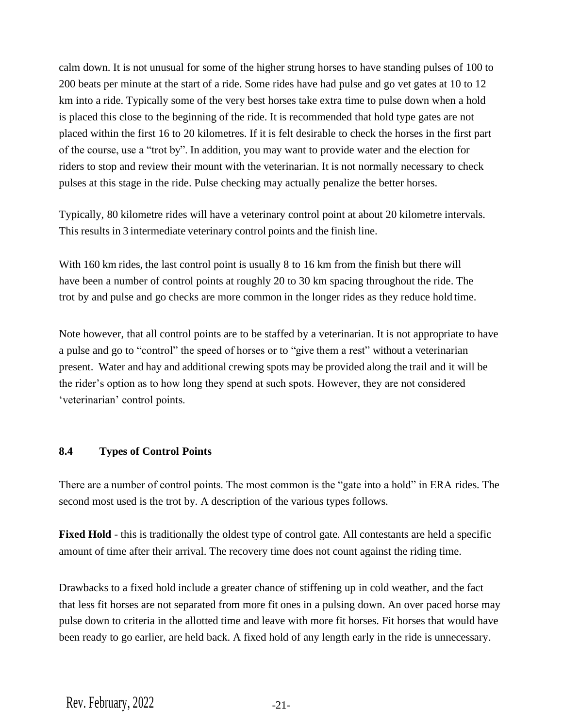calm down. It is not unusual for some of the higher strung horses to have standing pulses of 100 to 200 beats per minute at the start of a ride. Some rides have had pulse and go vet gates at 10 to 12 km into a ride. Typically some of the very best horses take extra time to pulse down when a hold is placed this close to the beginning of the ride. It is recommended that hold type gates are not placed within the first 16 to 20 kilometres. If it is felt desirable to check the horses in the first part of the course, use a "trot by". In addition, you may want to provide water and the election for riders to stop and review their mount with the veterinarian. It is not normally necessary to check pulses at this stage in the ride. Pulse checking may actually penalize the better horses.

Typically, 80 kilometre rides will have a veterinary control point at about 20 kilometre intervals. This results in 3 intermediate veterinary control points and the finish line.

With 160 km rides, the last control point is usually 8 to 16 km from the finish but there will have been a number of control points at roughly 20 to 30 km spacing throughout the ride. The trot by and pulse and go checks are more common in the longer rides as they reduce hold time.

Note however, that all control points are to be staffed by a veterinarian. It is not appropriate to have a pulse and go to "control" the speed of horses or to "give them a rest" without a veterinarian present. Water and hay and additional crewing spots may be provided along the trail and it will be the rider's option as to how long they spend at such spots. However, they are not considered 'veterinarian' control points.

### 8.4 Types of Control Points

There are a number of control points. The most common is the "gate into a hold" in ERA rides. The second most used is the trot by. A description of the various types follows.

**Fixed Hold** - this is traditionally the oldest type of control gate. All contestants are held a specific amount of time after their arrival. The recovery time does not count against the riding time.

Drawbacks to a fixed hold include a greater chance of stiffening up in cold weather, and the fact that less fit horses are not separated from more fit ones in a pulsing down. An over paced horse may pulse down to criteria in the allotted time and leave with more fit horses. Fit horses that would have been ready to go earlier, are held back. A fixed hold of any length early in the ride is unnecessary.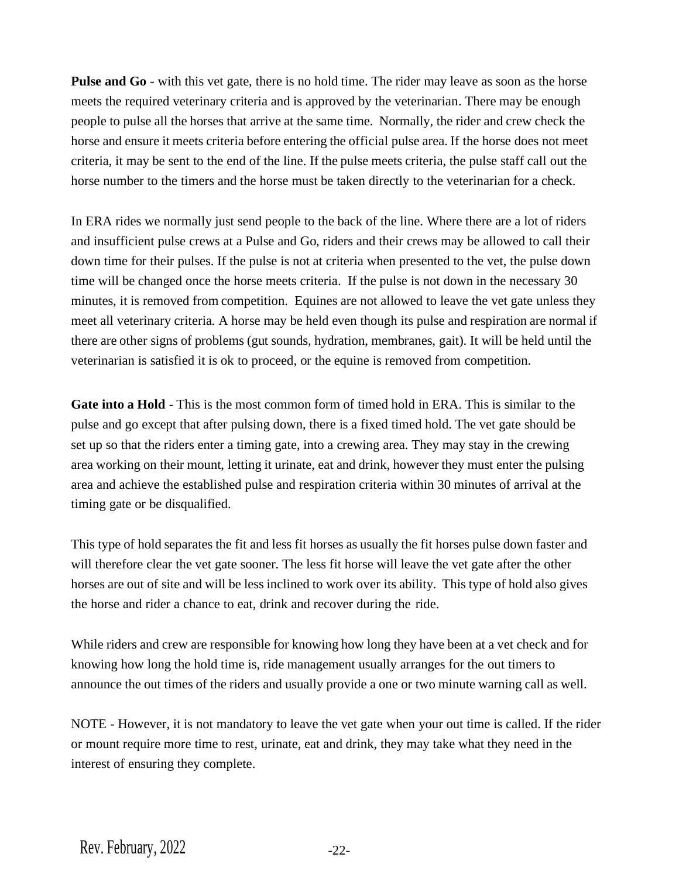**Pulse and Go** - with this vet gate, there is no hold time. The rider may leave as soon as the horse meets the required veterinary criteria and is approved by the veterinarian. There may be enough people to pulse all the horses that arrive at the same time. Normally, the rider and crew check the horse and ensure it meets criteria before entering the official pulse area. If the horse does not meet criteria, it may be sent to the end of the line. If the pulse meets criteria, the pulse staff call out the horse number to the timers and the horse must be taken directly to the veterinarian for a check.

In ERA rides we normally just send people to the back of the line. Where there are a lot of riders and insufficient pulse crews at a Pulse and Go, riders and their crews may be allowed to call their down time for their pulses. If the pulse is not at criteria when presented to the vet, the pulse down time will be changed once the horse meets criteria. If the pulse is not down in the necessary 30 minutes, it is removed from competition. Equines are not allowed to leave the vet gate unless they meet all veterinary criteria. A horse may be held even though its pulse and respiration are normal if there are other signs of problems (gut sounds, hydration, membranes, gait). It will be held until the veterinarian is satisfied it is ok to proceed, or the equine is removed from competition.

**Gate into a Hold** - This is the most common form of timed hold in ERA. This is similar to the pulse and go except that after pulsing down, there is a fixed timed hold. The vet gate should be set up so that the riders enter a timing gate, into a crewing area. They may stay in the crewing area working on their mount, letting it urinate, eat and drink, however they must enter the pulsing area and achieve the established pulse and respiration criteria within 30 minutes of arrival at the timing gate or be disqualified.

This type of hold separates the fit and less fit horses as usually the fit horses pulse down faster and will therefore clear the vet gate sooner. The less fit horse will leave the vet gate after the other horses are out of site and will be less inclined to work over its ability. This type of hold also gives the horse and rider a chance to eat, drink and recover during the ride.

While riders and crew are responsible for knowing how long they have been at a vet check and for knowing how long the hold time is, ride management usually arranges for the out timers to announce the out times of the riders and usually provide a one or two minute warning call as well.

NOTE - However, it is not mandatory to leave the vet gate when your out time is called. If the rider or mount require more time to rest, urinate, eat and drink, they may take what they need in the interest of ensuring they complete.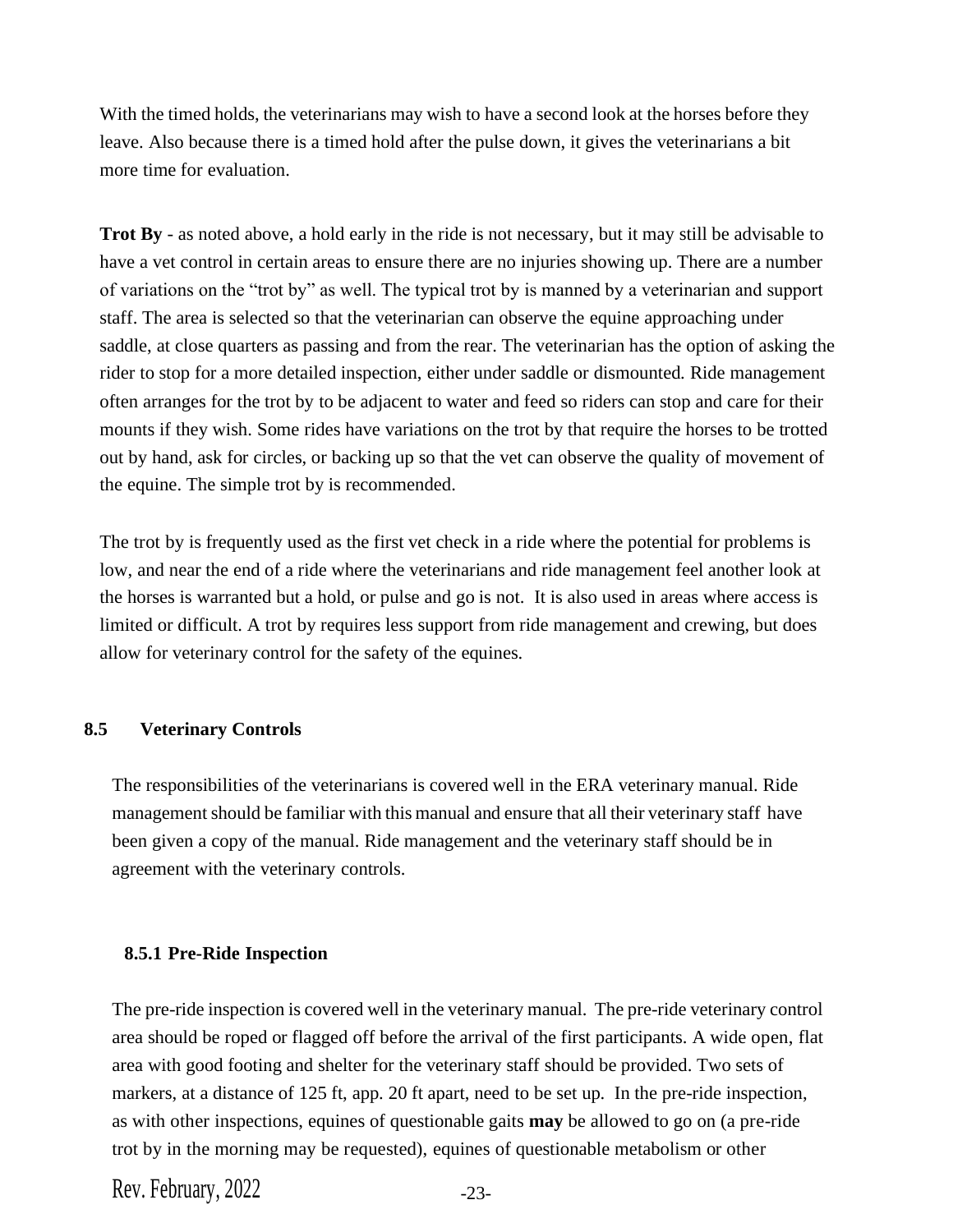With the timed holds, the veterinarians may wish to have a second look at the horses before they leave. Also because there is a timed hold after the pulse down, it gives the veterinarians a bit more time for evaluation.

**Trot By** - as noted above, a hold early in the ride is not necessary, but it may still be advisable to have a vet control in certain areas to ensure there are no injuries showing up. There are a number of variations on the "trot by" as well. The typical trot by is manned by a veterinarian and support staff. The area is selected so that the veterinarian can observe the equine approaching under saddle, at close quarters as passing and from the rear. The veterinarian has the option of asking the rider to stop for a more detailed inspection, either under saddle or dismounted. Ride management often arranges for the trot by to be adjacent to water and feed so riders can stop and care for their mounts if they wish. Some rides have variations on the trot by that require the horses to be trotted out by hand, ask for circles, or backing up so that the vet can observe the quality of movement of the equine. The simple trot by is recommended.

The trot by is frequently used as the first vet check in a ride where the potential for problems is low, and near the end of a ride where the veterinarians and ride management feel another look at the horses is warranted but a hold, or pulse and go is not. It is also used in areas where access is limited or difficult. A trot by requires less support from ride management and crewing, but does allow for veterinary control for the safety of the equines.

## 8.5 Veterinary Controls

The responsibilities of the veterinarians is covered well in the ERA veterinary manual. Ride management should be familiar with this manual and ensure that all their veterinary staff have been given a copy of the manual. Ride management and the veterinary staff should be in agreement with the veterinary controls.

### 8.5.1 Pre-Ride Inspection

The pre-ride inspection is covered well in the veterinary manual. The pre-ride veterinary control area should be roped or flagged off before the arrival of the first participants. A wide open, flat area with good footing and shelter for the veterinary staff should be provided. Two sets of markers, at a distance of 125 ft, app. 20 ft apart, need to be set up. In the pre-ride inspection, as with other inspections, equines of questionable gaits **may** be allowed to go on (a pre-ride trot by in the morning may be requested), equines of questionable metabolism or other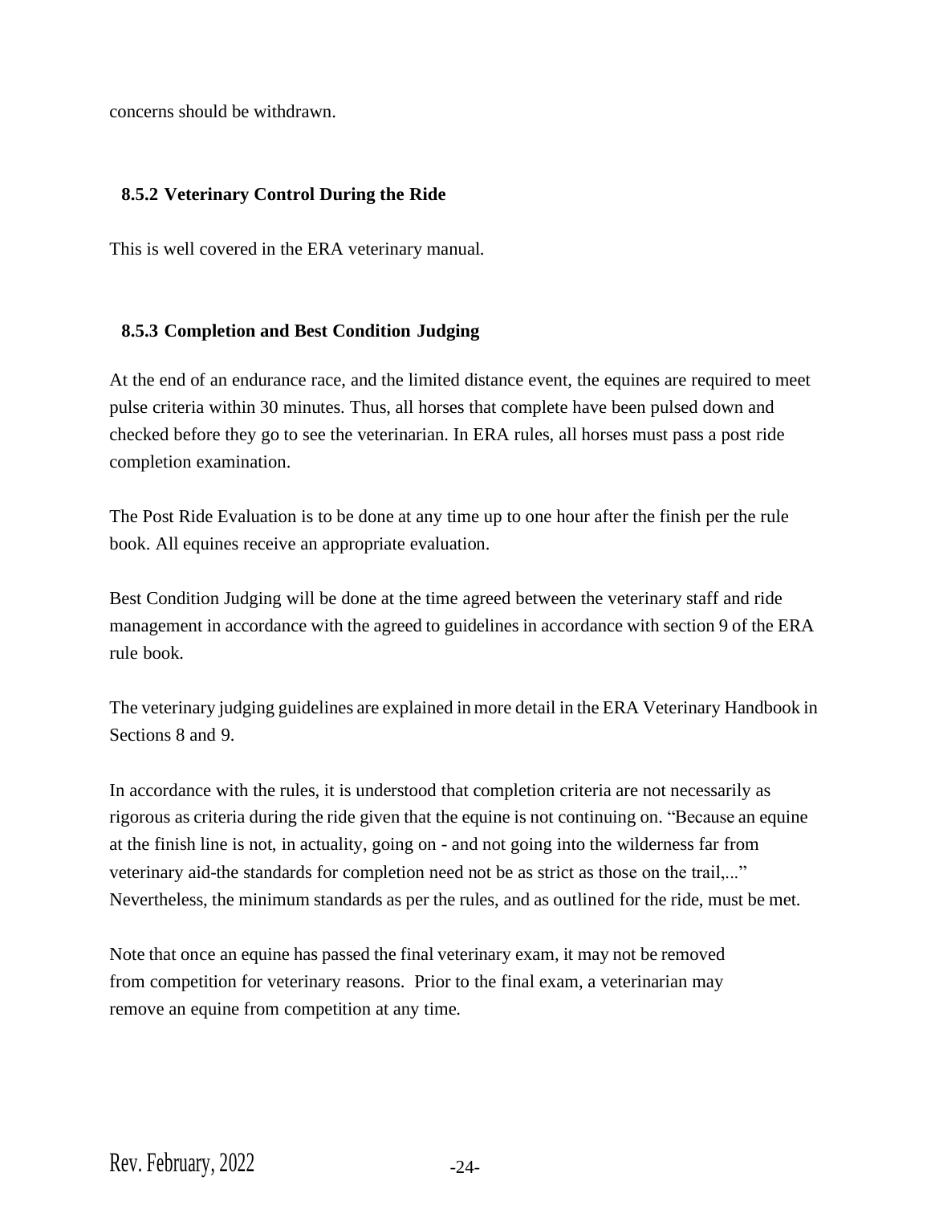concerns should be withdrawn.

### 8.5.2 Veterinary Control During the Ride

This is well covered in the ERA veterinary manual.

### 8.5.3 Completion and Best Condition Judging

At the end of an endurance race, and the limited distance event, the equines are required to meet pulse criteria within 30 minutes. Thus, all horses that complete have been pulsed down and checked before they go to see the veterinarian. In ERA rules, all horses must pass a post ride completion examination.

The Post Ride Evaluation is to be done at any time up to one hour after the finish per the rule book. All equines receive an appropriate evaluation.

Best Condition Judging will be done at the time agreed between the veterinary staff and ride management in accordance with the agreed to guidelines in accordance with section 9 of the ERA rule book.

The veterinary judging guidelines are explained in more detail in the ERA Veterinary Handbook in Sections 8 and 9.

In accordance with the rules, it is understood that completion criteria are not necessarily as rigorous as criteria during the ride given that the equine is not continuing on. "Because an equine at the finish line is not, in actuality, going on - and not going into the wilderness far from veterinary aid-the standards for completion need not be as strict as those on the trail,..." Nevertheless, the minimum standards as per the rules, and as outlined for the ride, must be met.

Note that once an equine has passed the final veterinary exam, it may not be removed from competition for veterinary reasons. Prior to the final exam, a veterinarian may remove an equine from competition at any time.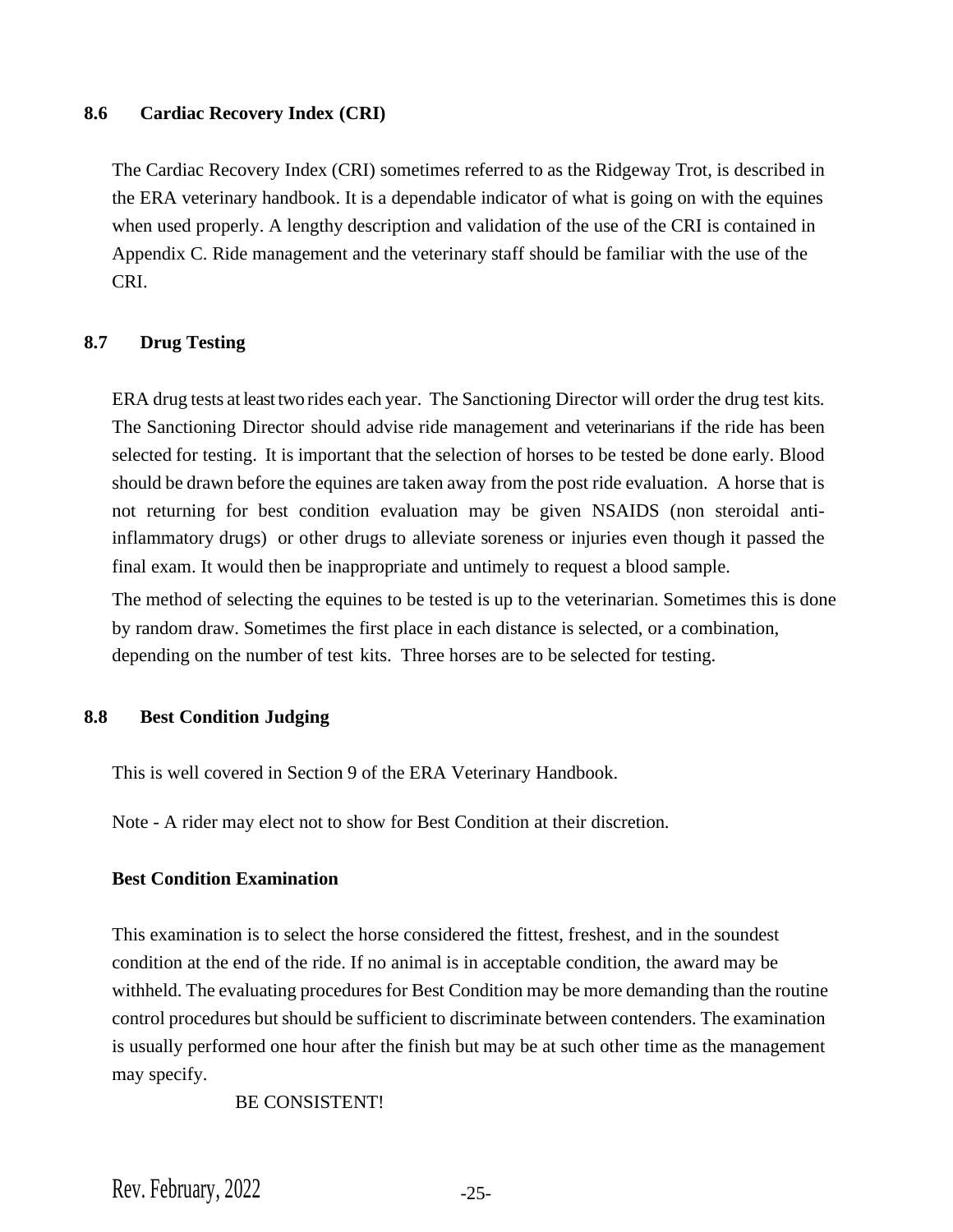## 8.6 Cardiac Recovery Index (CRI)

The Cardiac Recovery Index (CRI) sometimes referred to as the Ridgeway Trot, is described in the ERA veterinary handbook. It is a dependable indicator of what is going on with the equines when used properly. A lengthy description and validation of the use of the CRI is contained in Appendix C. Ride management and the veterinary staff should be familiar with the use of the CRI.

## 8.7 Drug Testing

ERA drug tests at least two rides each year. The Sanctioning Director will order the drug test kits. The Sanctioning Director should advise ride management and veterinarians if the ride has been selected for testing. It is important that the selection of horses to be tested be done early. Blood should be drawn before the equines are taken away from the post ride evaluation. A horse that is not returning for best condition evaluation may be given NSAIDS (non steroidal anti-inflammatory drugs) or other drugs to alleviate soreness or injuries even though it passed the final exam. It would then be inappropriate and untimely to request a blood sample.

The method of selecting the equines to be tested is up to the veterinarian. Sometimes this is done by random draw. Sometimes the first place in each distance is selected, or a combination, depending on the number of test kits. Three horses are to be selected for testing.

## 8.8 Best Condition Judging

This is well covered in Section 9 of the ERA Veterinary Handbook.

Note - A rider may elect not to show for Best Condition at their discretion.

### Best Condition Examination

This examination is to select the horse considered the fittest, freshest, and in the soundest condition at the end of the ride. If no animal is in acceptable condition, the award may be withheld. The evaluating procedures for Best Condition may be more demanding than the routine control procedures but should be sufficient to discriminate between contenders. The examination is usually performed one hour after the finish but may be at such other time as the management may specify.

BE CONSISTENT!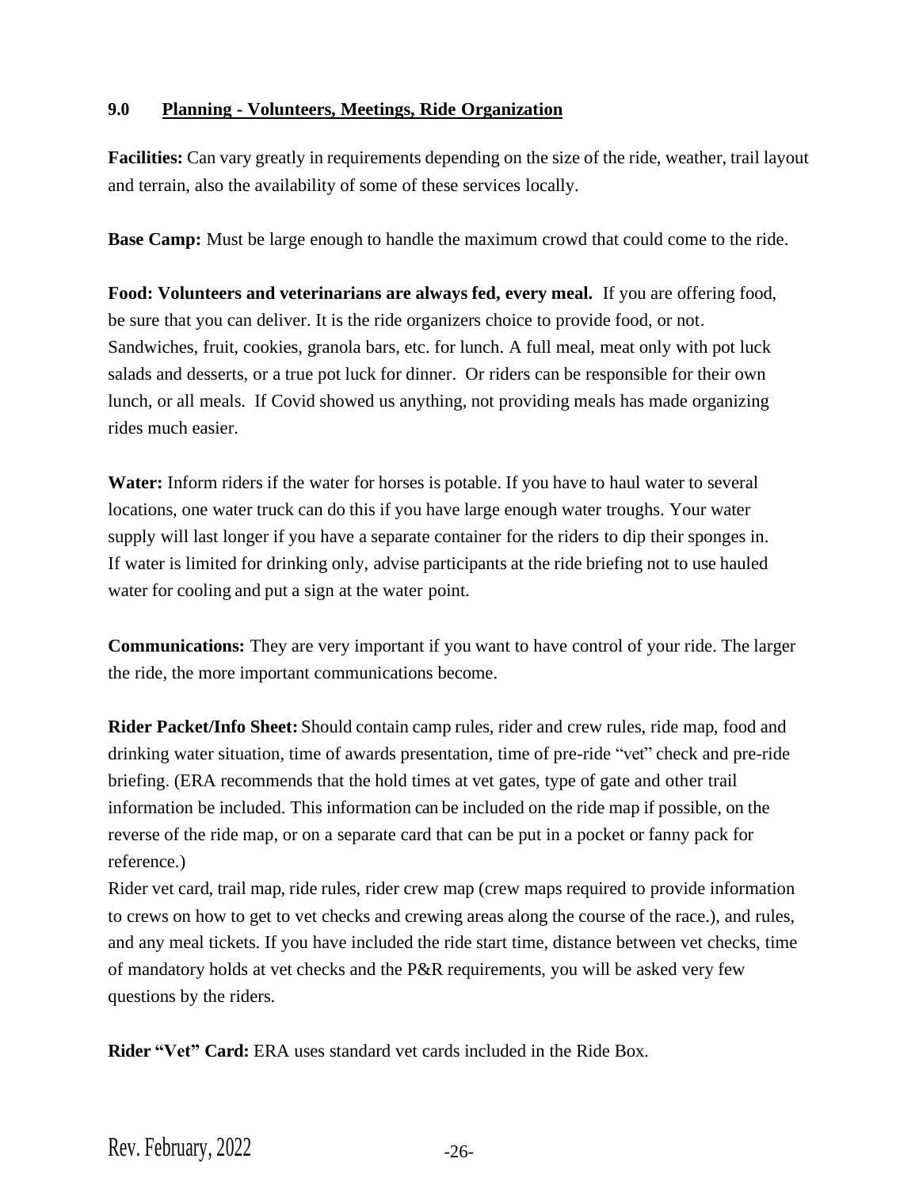## 9.0 Planning - Volunteers, Meetings, Ride Organization

**Facilities:** Can vary greatly in requirements depending on the size of the ride, weather, trail layout and terrain, also the availability of some of these services locally.

**Base Camp:** Must be large enough to handle the maximum crowd that could come to the ride.

**Food: Volunteers and veterinarians are always fed, every meal.** If you are offering food, be sure that you can deliver. It is the ride organizers choice to provide food, or not. Sandwiches, fruit, cookies, granola bars, etc. for lunch. A full meal, meat only with pot luck salads and desserts, or a true pot luck for dinner. Or riders can be responsible for their own lunch, or all meals. If Covid showed us anything, not providing meals has made organizing rides much easier.

**Water:** Inform riders if the water for horses is potable. If you have to haul water to several locations, one water truck can do this if you have large enough water troughs. Your water supply will last longer if you have a separate container for the riders to dip their sponges in. If water is limited for drinking only, advise participants at the ride briefing not to use hauled water for cooling and put a sign at the water point.

**Communications:** They are very important if you want to have control of your ride. The larger the ride, the more important communications become.

**Rider Packet/Info Sheet:** Should contain camp rules, rider and crew rules, ride map, food and drinking water situation, time of awards presentation, time of pre-ride "vet" check and pre-ride briefing. (ERA recommends that the hold times at vet gates, type of gate and other trail information be included. This information can be included on the ride map if possible, on the reverse of the ride map, or on a separate card that can be put in a pocket or fanny pack for reference.)
Rider vet card, trail map, ride rules, rider crew map (crew maps required to provide information to crews on how to get to vet checks and crewing areas along the course of the race.), and rules, and any meal tickets. If you have included the ride start time, distance between vet checks, time of mandatory holds at vet checks and the P&R requirements, you will be asked very few questions by the riders.

**Rider "Vet" Card:** ERA uses standard vet cards included in the Ride Box.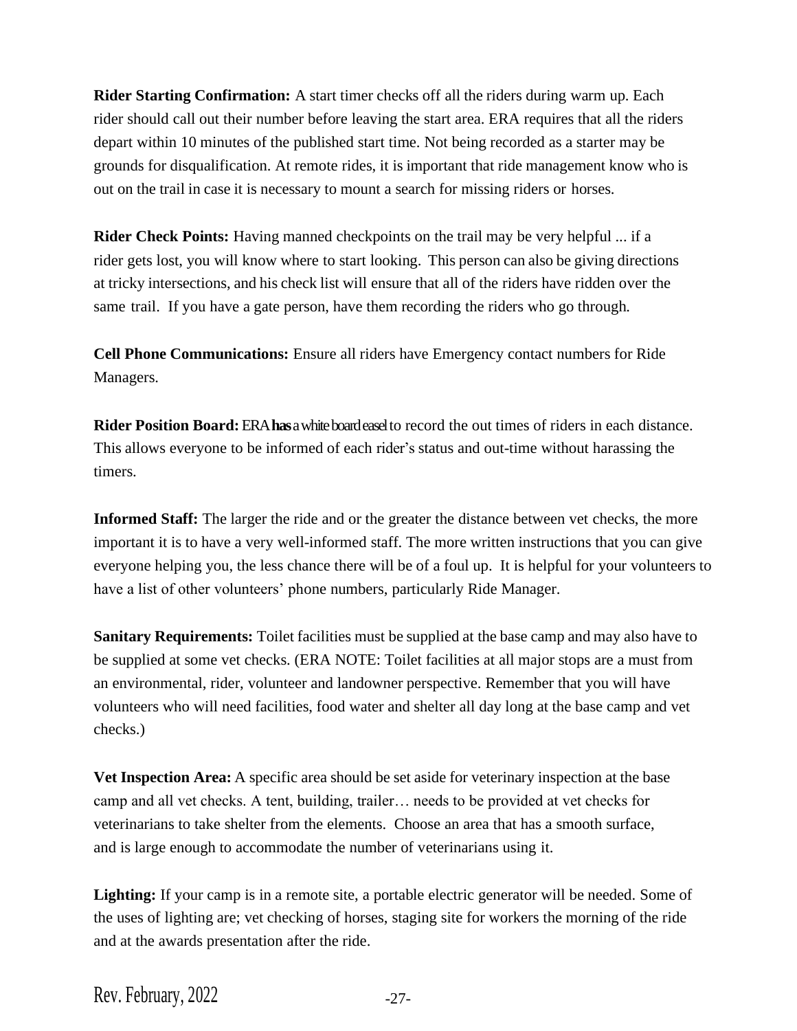**Rider Starting Confirmation:** A start timer checks off all the riders during warm up. Each rider should call out their number before leaving the start area. ERA requires that all the riders depart within 10 minutes of the published start time. Not being recorded as a starter may be grounds for disqualification. At remote rides, it is important that ride management know who is out on the trail in case it is necessary to mount a search for missing riders or horses.

**Rider Check Points:** Having manned checkpoints on the trail may be very helpful ... if a rider gets lost, you will know where to start looking. This person can also be giving directions at tricky intersections, and his check list will ensure that all of the riders have ridden over the same trail. If you have a gate person, have them recording the riders who go through.

**Cell Phone Communications:** Ensure all riders have Emergency contact numbers for Ride Managers.

**Rider Position Board:** ERA **has** a white board easel to record the out times of riders in each distance. This allows everyone to be informed of each rider's status and out-time without harassing the timers.

**Informed Staff:** The larger the ride and or the greater the distance between vet checks, the more important it is to have a very well-informed staff. The more written instructions that you can give everyone helping you, the less chance there will be of a foul up. It is helpful for your volunteers to have a list of other volunteers' phone numbers, particularly Ride Manager.

**Sanitary Requirements:** Toilet facilities must be supplied at the base camp and may also have to be supplied at some vet checks. (ERA NOTE: Toilet facilities at all major stops are a must from an environmental, rider, volunteer and landowner perspective. Remember that you will have volunteers who will need facilities, food water and shelter all day long at the base camp and vet checks.)

**Vet Inspection Area:** A specific area should be set aside for veterinary inspection at the base camp and all vet checks. A tent, building, trailer… needs to be provided at vet checks for veterinarians to take shelter from the elements. Choose an area that has a smooth surface, and is large enough to accommodate the number of veterinarians using it.

**Lighting:** If your camp is in a remote site, a portable electric generator will be needed. Some of the uses of lighting are; vet checking of horses, staging site for workers the morning of the ride and at the awards presentation after the ride.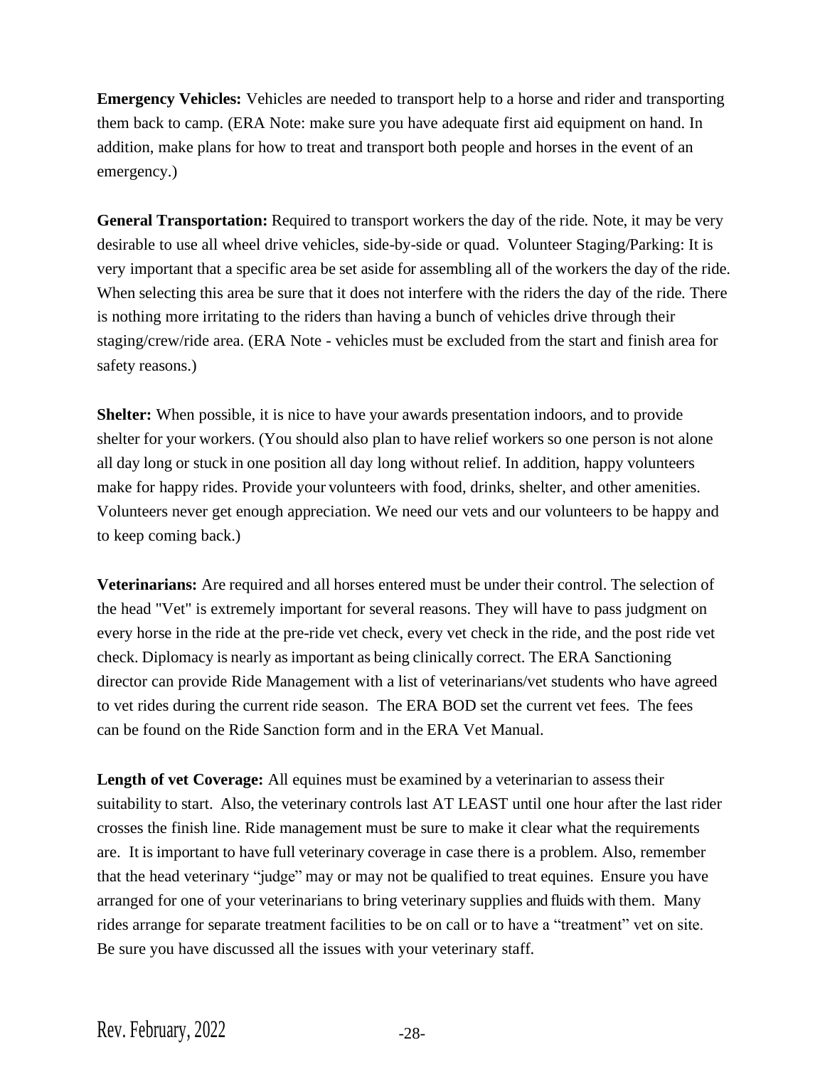**Emergency Vehicles:** Vehicles are needed to transport help to a horse and rider and transporting them back to camp. (ERA Note: make sure you have adequate first aid equipment on hand. In addition, make plans for how to treat and transport both people and horses in the event of an emergency.)

**General Transportation:** Required to transport workers the day of the ride. Note, it may be very desirable to use all wheel drive vehicles, side-by-side or quad. Volunteer Staging/Parking: It is very important that a specific area be set aside for assembling all of the workers the day of the ride. When selecting this area be sure that it does not interfere with the riders the day of the ride. There is nothing more irritating to the riders than having a bunch of vehicles drive through their staging/crew/ride area. (ERA Note - vehicles must be excluded from the start and finish area for safety reasons.)

**Shelter:** When possible, it is nice to have your awards presentation indoors, and to provide shelter for your workers. (You should also plan to have relief workers so one person is not alone all day long or stuck in one position all day long without relief. In addition, happy volunteers make for happy rides. Provide your volunteers with food, drinks, shelter, and other amenities. Volunteers never get enough appreciation. We need our vets and our volunteers to be happy and to keep coming back.)

**Veterinarians:** Are required and all horses entered must be under their control. The selection of the head "Vet" is extremely important for several reasons. They will have to pass judgment on every horse in the ride at the pre-ride vet check, every vet check in the ride, and the post ride vet check. Diplomacy is nearly as important as being clinically correct. The ERA Sanctioning director can provide Ride Management with a list of veterinarians/vet students who have agreed to vet rides during the current ride season. The ERA BOD set the current vet fees. The fees can be found on the Ride Sanction form and in the ERA Vet Manual.

**Length of vet Coverage:** All equines must be examined by a veterinarian to assess their suitability to start. Also, the veterinary controls last AT LEAST until one hour after the last rider crosses the finish line. Ride management must be sure to make it clear what the requirements are. It is important to have full veterinary coverage in case there is a problem. Also, remember that the head veterinary "judge" may or may not be qualified to treat equines. Ensure you have arranged for one of your veterinarians to bring veterinary supplies and fluids with them. Many rides arrange for separate treatment facilities to be on call or to have a "treatment" vet on site. Be sure you have discussed all the issues with your veterinary staff.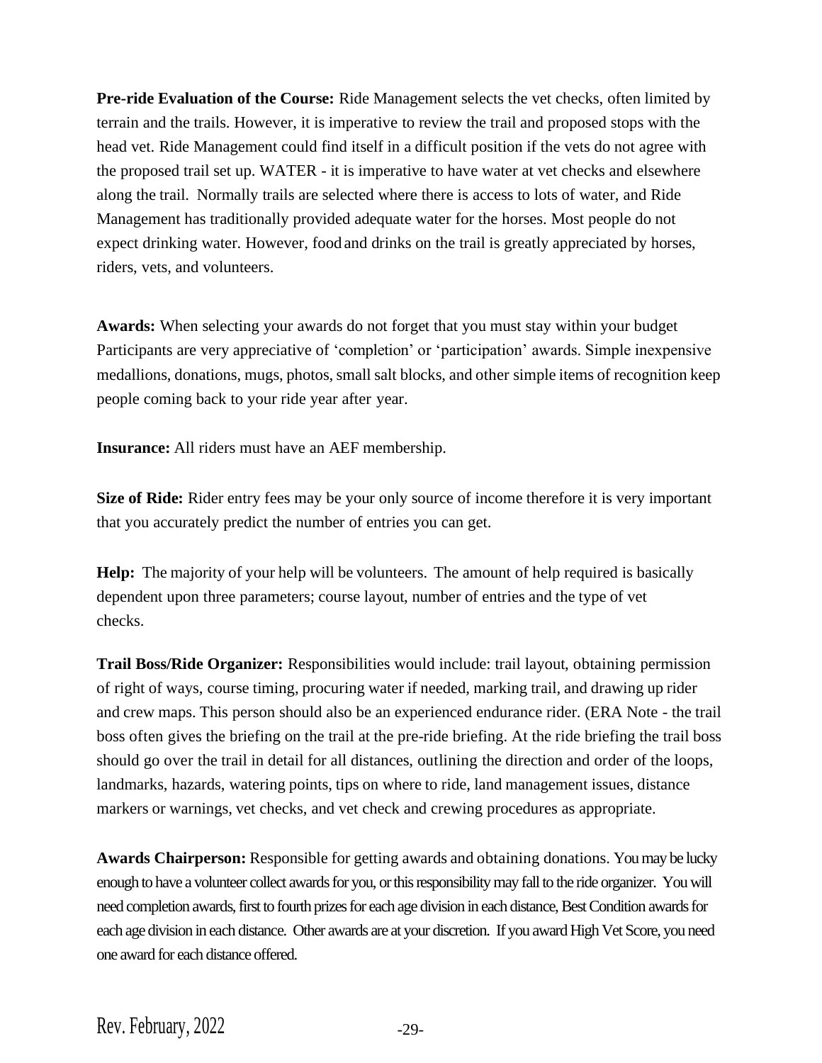**Pre-ride Evaluation of the Course:** Ride Management selects the vet checks, often limited by terrain and the trails. However, it is imperative to review the trail and proposed stops with the head vet. Ride Management could find itself in a difficult position if the vets do not agree with the proposed trail set up. WATER - it is imperative to have water at vet checks and elsewhere along the trail. Normally trails are selected where there is access to lots of water, and Ride Management has traditionally provided adequate water for the horses. Most people do not expect drinking water. However, food and drinks on the trail is greatly appreciated by horses, riders, vets, and volunteers.

**Awards:** When selecting your awards do not forget that you must stay within your budget Participants are very appreciative of 'completion' or 'participation' awards. Simple inexpensive medallions, donations, mugs, photos, small salt blocks, and other simple items of recognition keep people coming back to your ride year after year.

**Insurance:** All riders must have an AEF membership.

**Size of Ride:** Rider entry fees may be your only source of income therefore it is very important that you accurately predict the number of entries you can get.

**Help:** The majority of your help will be volunteers. The amount of help required is basically dependent upon three parameters; course layout, number of entries and the type of vet checks.

**Trail Boss/Ride Organizer:** Responsibilities would include: trail layout, obtaining permission of right of ways, course timing, procuring water if needed, marking trail, and drawing up rider and crew maps. This person should also be an experienced endurance rider. (ERA Note - the trail boss often gives the briefing on the trail at the pre-ride briefing. At the ride briefing the trail boss should go over the trail in detail for all distances, outlining the direction and order of the loops, landmarks, hazards, watering points, tips on where to ride, land management issues, distance markers or warnings, vet checks, and vet check and crewing procedures as appropriate.

**Awards Chairperson:** Responsible for getting awards and obtaining donations. You may be lucky enough to have a volunteer collect awards for you, or this responsibility may fall to the ride organizer. You will need completion awards, first to fourth prizes for each age division in each distance, Best Condition awards for each age division in each distance. Other awards are at your discretion. If you award High Vet Score, you need one award for each distance offered.

Rev. February, 2022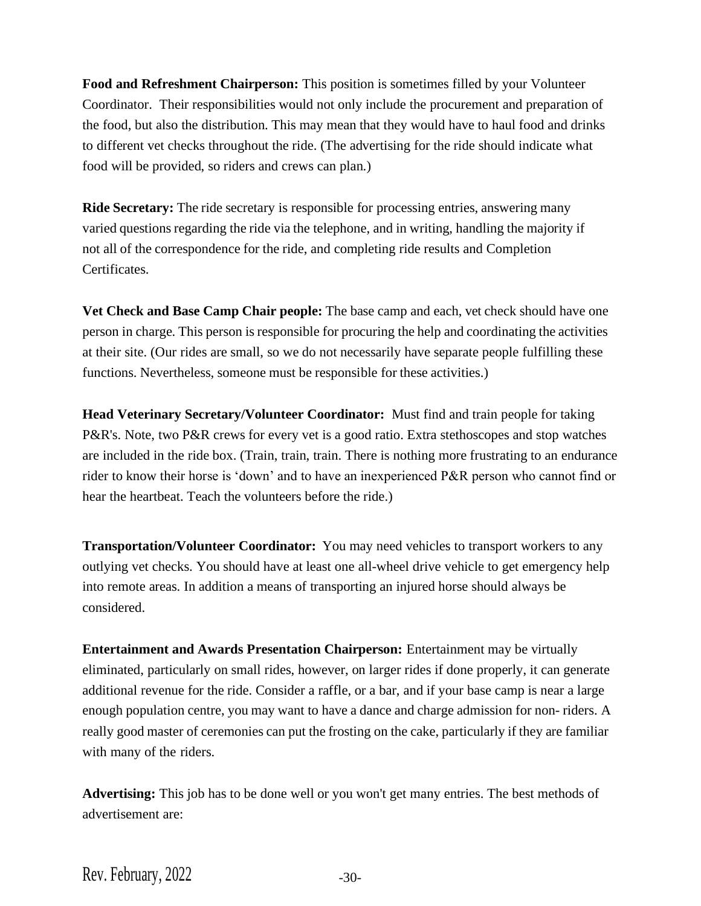**Food and Refreshment Chairperson:** This position is sometimes filled by your Volunteer Coordinator. Their responsibilities would not only include the procurement and preparation of the food, but also the distribution. This may mean that they would have to haul food and drinks to different vet checks throughout the ride. (The advertising for the ride should indicate what food will be provided, so riders and crews can plan.)

**Ride Secretary:** The ride secretary is responsible for processing entries, answering many varied questions regarding the ride via the telephone, and in writing, handling the majority if not all of the correspondence for the ride, and completing ride results and Completion Certificates.

**Vet Check and Base Camp Chair people:** The base camp and each, vet check should have one person in charge. This person is responsible for procuring the help and coordinating the activities at their site. (Our rides are small, so we do not necessarily have separate people fulfilling these functions. Nevertheless, someone must be responsible for these activities.)

**Head Veterinary Secretary/Volunteer Coordinator:** Must find and train people for taking P&R's. Note, two P&R crews for every vet is a good ratio. Extra stethoscopes and stop watches are included in the ride box. (Train, train, train. There is nothing more frustrating to an endurance rider to know their horse is 'down' and to have an inexperienced P&R person who cannot find or hear the heartbeat. Teach the volunteers before the ride.)

**Transportation/Volunteer Coordinator:** You may need vehicles to transport workers to any outlying vet checks. You should have at least one all-wheel drive vehicle to get emergency help into remote areas. In addition a means of transporting an injured horse should always be considered.

**Entertainment and Awards Presentation Chairperson:** Entertainment may be virtually eliminated, particularly on small rides, however, on larger rides if done properly, it can generate additional revenue for the ride. Consider a raffle, or a bar, and if your base camp is near a large enough population centre, you may want to have a dance and charge admission for non- riders. A really good master of ceremonies can put the frosting on the cake, particularly if they are familiar with many of the riders.

**Advertising:** This job has to be done well or you won't get many entries. The best methods of advertisement are: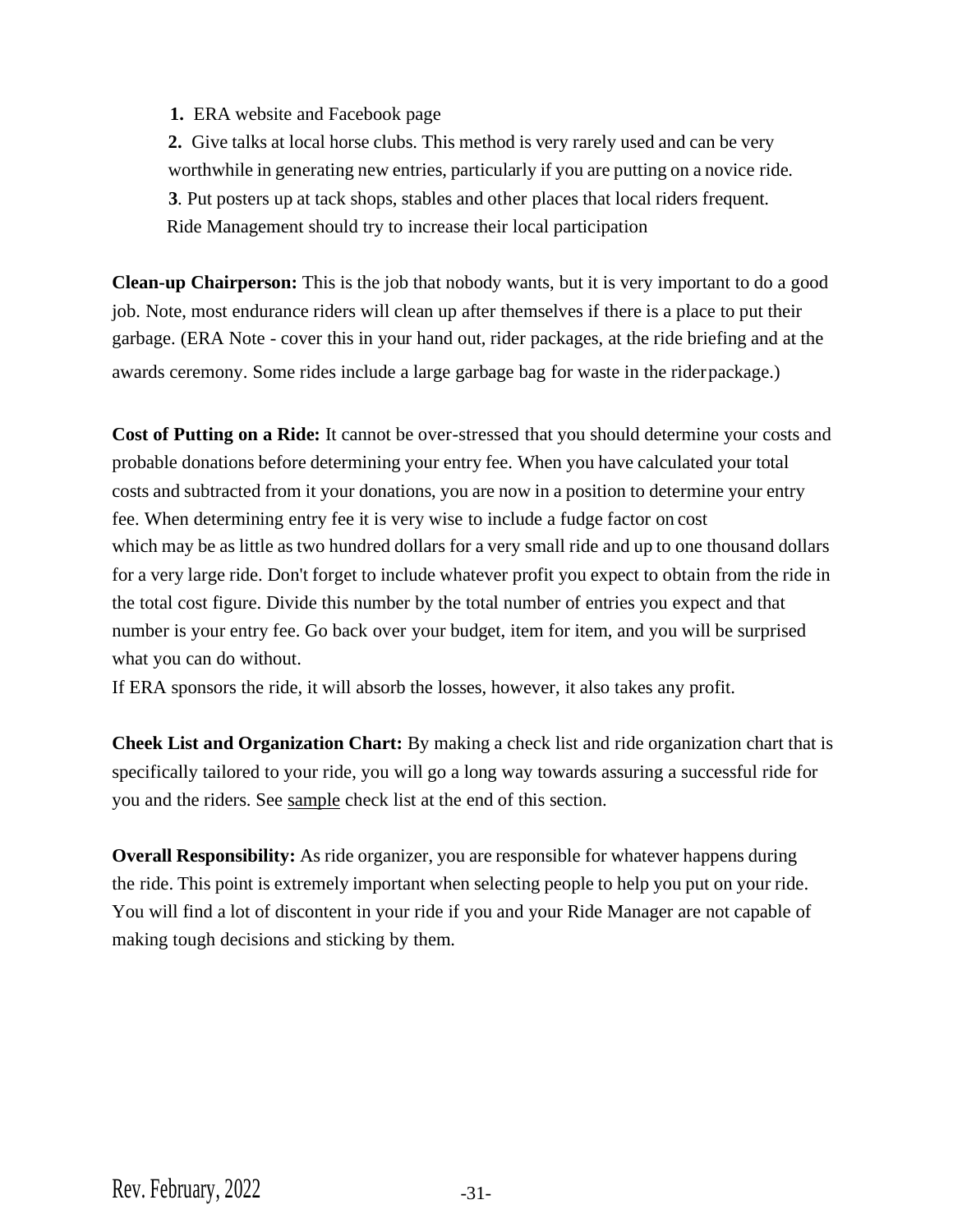1. ERA website and Facebook page
2. Give talks at local horse clubs. This method is very rarely used and can be very worthwhile in generating new entries, particularly if you are putting on a novice ride.
3. Put posters up at tack shops, stables and other places that local riders frequent.

Ride Management should try to increase their local participation

**Clean-up Chairperson:** This is the job that nobody wants, but it is very important to do a good job. Note, most endurance riders will clean up after themselves if there is a place to put their garbage. (ERA Note - cover this in your hand out, rider packages, at the ride briefing and at the awards ceremony. Some rides include a large garbage bag for waste in the rider package.)

**Cost of Putting on a Ride:** It cannot be over-stressed that you should determine your costs and probable donations before determining your entry fee. When you have calculated your total costs and subtracted from it your donations, you are now in a position to determine your entry fee. When determining entry fee it is very wise to include a fudge factor on cost which may be as little as two hundred dollars for a very small ride and up to one thousand dollars for a very large ride. Don't forget to include whatever profit you expect to obtain from the ride in the total cost figure. Divide this number by the total number of entries you expect and that number is your entry fee. Go back over your budget, item for item, and you will be surprised what you can do without.

If ERA sponsors the ride, it will absorb the losses, however, it also takes any profit.

**Cheek List and Organization Chart:** By making a check list and ride organization chart that is specifically tailored to your ride, you will go a long way towards assuring a successful ride for you and the riders. See sample check list at the end of this section.

**Overall Responsibility:** As ride organizer, you are responsible for whatever happens during the ride. This point is extremely important when selecting people to help you put on your ride. You will find a lot of discontent in your ride if you and your Ride Manager are not capable of making tough decisions and sticking by them.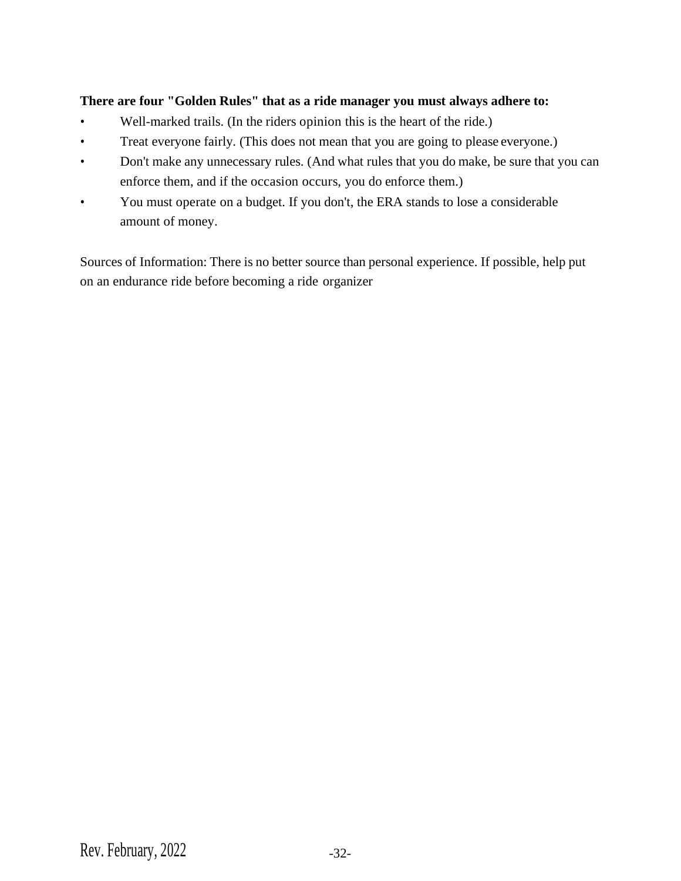**There are four "Golden Rules" that as a ride manager you must always adhere to:**

- Well-marked trails. (In the riders opinion this is the heart of the ride.)
- Treat everyone fairly. (This does not mean that you are going to please everyone.)
- Don't make any unnecessary rules. (And what rules that you do make, be sure that you can enforce them, and if the occasion occurs, you do enforce them.)
- You must operate on a budget. If you don't, the ERA stands to lose a considerable amount of money.

Sources of Information: There is no better source than personal experience. If possible, help put on an endurance ride before becoming a ride organizer

Rev. February, 2022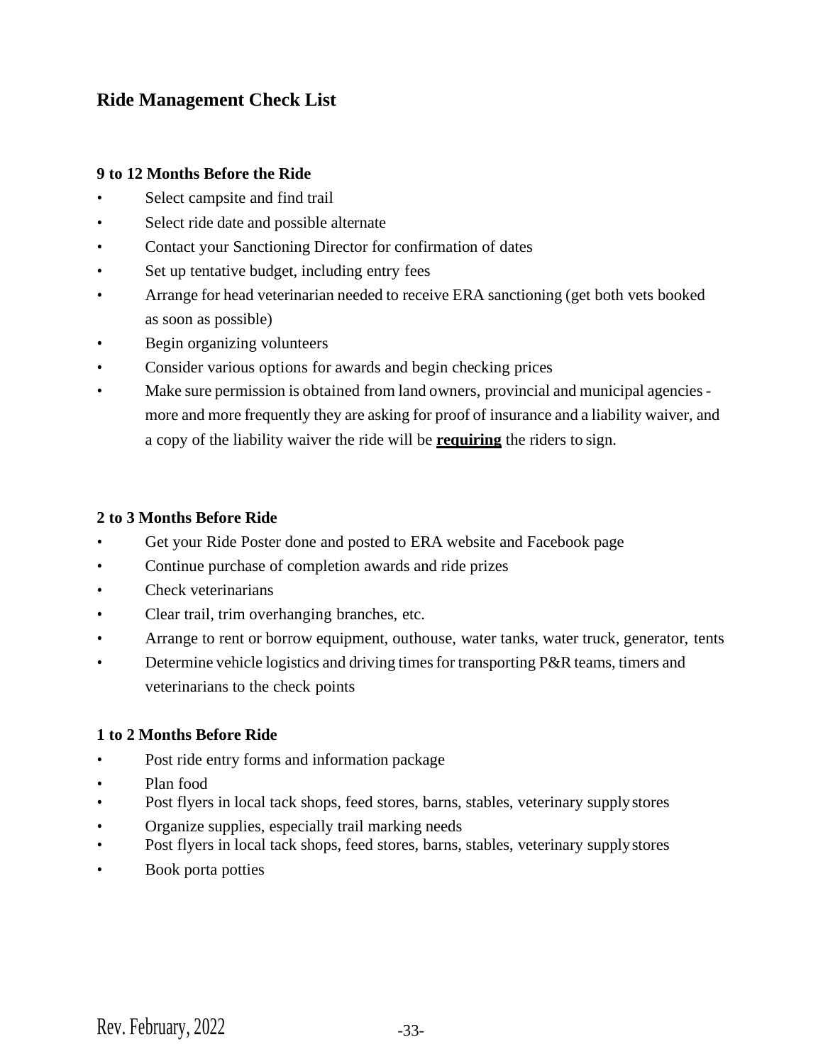## Ride Management Check List

**9 to 12 Months Before the Ride**

- Select campsite and find trail
- Select ride date and possible alternate
- Contact your Sanctioning Director for confirmation of dates
- Set up tentative budget, including entry fees
- Arrange for head veterinarian needed to receive ERA sanctioning (get both vets booked as soon as possible)
- Begin organizing volunteers
- Consider various options for awards and begin checking prices
- Make sure permission is obtained from land owners, provincial and municipal agencies - more and more frequently they are asking for proof of insurance and a liability waiver, and a copy of the liability waiver the ride will be **requiring** the riders to sign.

**2 to 3 Months Before Ride**

- Get your Ride Poster done and posted to ERA website and Facebook page
- Continue purchase of completion awards and ride prizes
- Check veterinarians
- Clear trail, trim overhanging branches, etc.
- Arrange to rent or borrow equipment, outhouse, water tanks, water truck, generator, tents
- Determine vehicle logistics and driving times for transporting P&R teams, timers and veterinarians to the check points

**1 to 2 Months Before Ride**

- Post ride entry forms and information package
- Plan food
- Post flyers in local tack shops, feed stores, barns, stables, veterinary supply stores
- Organize supplies, especially trail marking needs
- Post flyers in local tack shops, feed stores, barns, stables, veterinary supply stores
- Book porta potties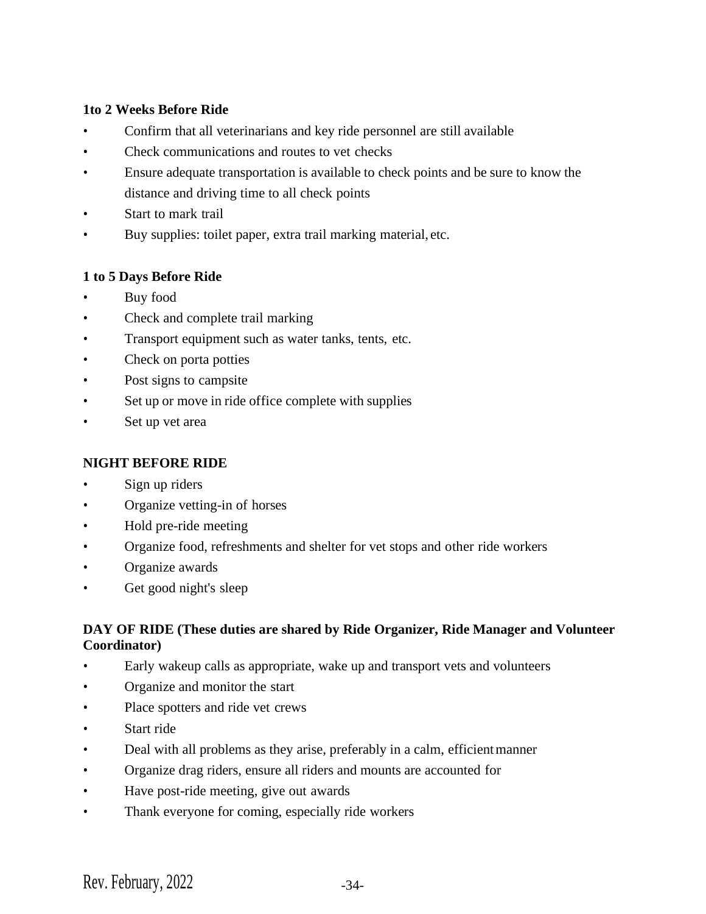**1to 2 Weeks Before Ride**

- Confirm that all veterinarians and key ride personnel are still available
- Check communications and routes to vet checks
- Ensure adequate transportation is available to check points and be sure to know the distance and driving time to all check points
- Start to mark trail
- Buy supplies: toilet paper, extra trail marking material, etc.

**1 to 5 Days Before Ride**

- Buy food
- Check and complete trail marking
- Transport equipment such as water tanks, tents, etc.
- Check on porta potties
- Post signs to campsite
- Set up or move in ride office complete with supplies
- Set up vet area

**NIGHT BEFORE RIDE**

- Sign up riders
- Organize vetting-in of horses
- Hold pre-ride meeting
- Organize food, refreshments and shelter for vet stops and other ride workers
- Organize awards
- Get good night's sleep

**DAY OF RIDE (These duties are shared by Ride Organizer, Ride Manager and Volunteer Coordinator)**

- Early wakeup calls as appropriate, wake up and transport vets and volunteers
- Organize and monitor the start
- Place spotters and ride vet crews
- Start ride
- Deal with all problems as they arise, preferably in a calm, efficient manner
- Organize drag riders, ensure all riders and mounts are accounted for
- Have post-ride meeting, give out awards
- Thank everyone for coming, especially ride workers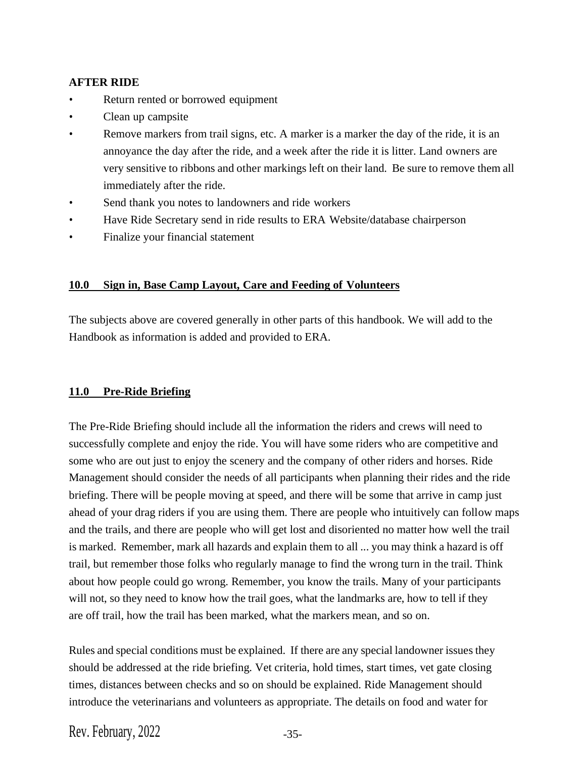**AFTER RIDE**

- Return rented or borrowed equipment
- Clean up campsite
- Remove markers from trail signs, etc. A marker is a marker the day of the ride, it is an annoyance the day after the ride, and a week after the ride it is litter. Land owners are very sensitive to ribbons and other markings left on their land. Be sure to remove them all immediately after the ride.
- Send thank you notes to landowners and ride workers
- Have Ride Secretary send in ride results to ERA Website/database chairperson
- Finalize your financial statement

## 10.0 Sign in, Base Camp Layout, Care and Feeding of Volunteers

The subjects above are covered generally in other parts of this handbook. We will add to the Handbook as information is added and provided to ERA.

## 11.0 Pre-Ride Briefing

The Pre-Ride Briefing should include all the information the riders and crews will need to successfully complete and enjoy the ride. You will have some riders who are competitive and some who are out just to enjoy the scenery and the company of other riders and horses. Ride Management should consider the needs of all participants when planning their rides and the ride briefing. There will be people moving at speed, and there will be some that arrive in camp just ahead of your drag riders if you are using them. There are people who intuitively can follow maps and the trails, and there are people who will get lost and disoriented no matter how well the trail is marked. Remember, mark all hazards and explain them to all ... you may think a hazard is off trail, but remember those folks who regularly manage to find the wrong turn in the trail. Think about how people could go wrong. Remember, you know the trails. Many of your participants will not, so they need to know how the trail goes, what the landmarks are, how to tell if they are off trail, how the trail has been marked, what the markers mean, and so on.

Rules and special conditions must be explained. If there are any special landowner issues they should be addressed at the ride briefing. Vet criteria, hold times, start times, vet gate closing times, distances between checks and so on should be explained. Ride Management should introduce the veterinarians and volunteers as appropriate. The details on food and water for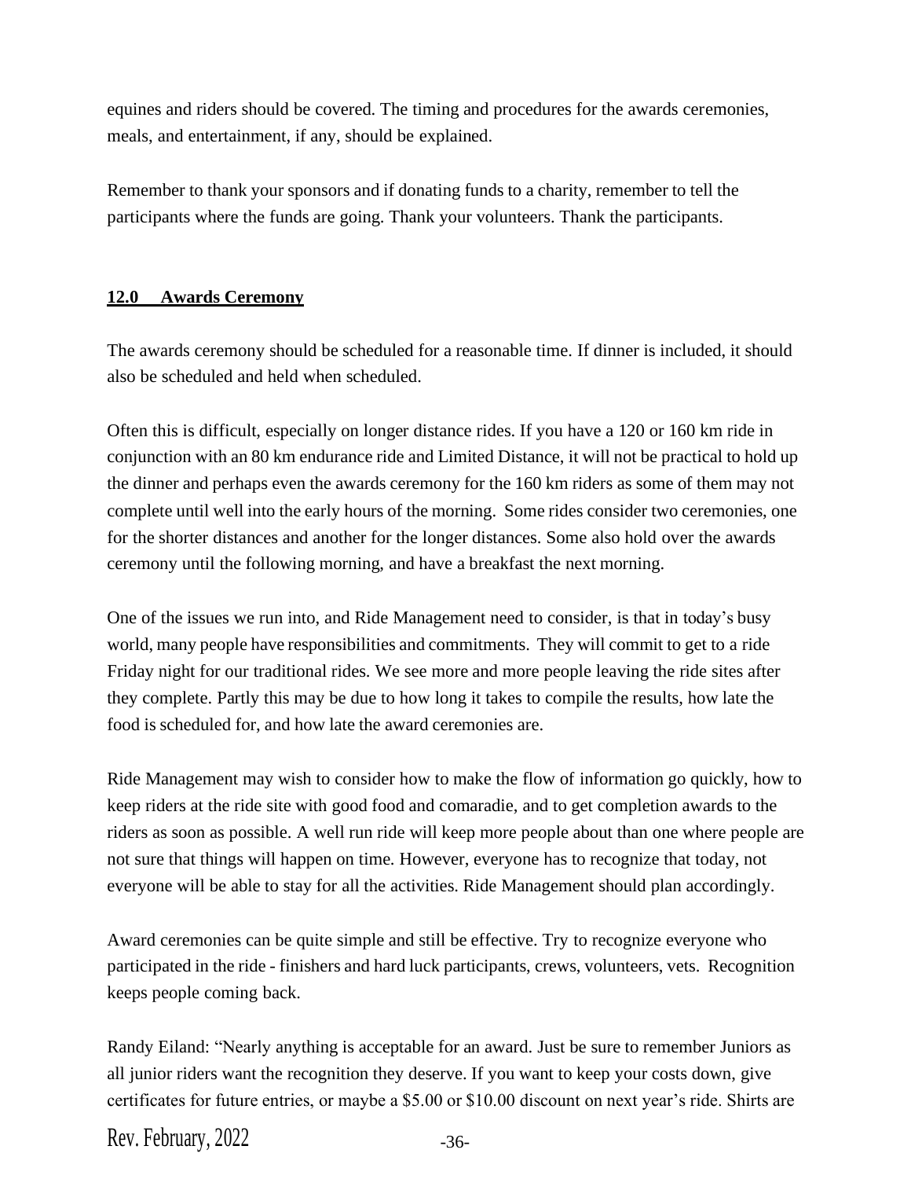equines and riders should be covered. The timing and procedures for the awards ceremonies, meals, and entertainment, if any, should be explained.

Remember to thank your sponsors and if donating funds to a charity, remember to tell the participants where the funds are going. Thank your volunteers. Thank the participants.

## 12.0 Awards Ceremony

The awards ceremony should be scheduled for a reasonable time. If dinner is included, it should also be scheduled and held when scheduled.

Often this is difficult, especially on longer distance rides. If you have a 120 or 160 km ride in conjunction with an 80 km endurance ride and Limited Distance, it will not be practical to hold up the dinner and perhaps even the awards ceremony for the 160 km riders as some of them may not complete until well into the early hours of the morning. Some rides consider two ceremonies, one for the shorter distances and another for the longer distances. Some also hold over the awards ceremony until the following morning, and have a breakfast the next morning.

One of the issues we run into, and Ride Management need to consider, is that in today's busy world, many people have responsibilities and commitments. They will commit to get to a ride Friday night for our traditional rides. We see more and more people leaving the ride sites after they complete. Partly this may be due to how long it takes to compile the results, how late the food is scheduled for, and how late the award ceremonies are.

Ride Management may wish to consider how to make the flow of information go quickly, how to keep riders at the ride site with good food and comaradie, and to get completion awards to the riders as soon as possible. A well run ride will keep more people about than one where people are not sure that things will happen on time. However, everyone has to recognize that today, not everyone will be able to stay for all the activities. Ride Management should plan accordingly.

Award ceremonies can be quite simple and still be effective. Try to recognize everyone who participated in the ride - finishers and hard luck participants, crews, volunteers, vets. Recognition keeps people coming back.

Randy Eiland: "Nearly anything is acceptable for an award. Just be sure to remember Juniors as all junior riders want the recognition they deserve. If you want to keep your costs down, give certificates for future entries, or maybe a $5.00 or $10.00 discount on next year's ride. Shirts are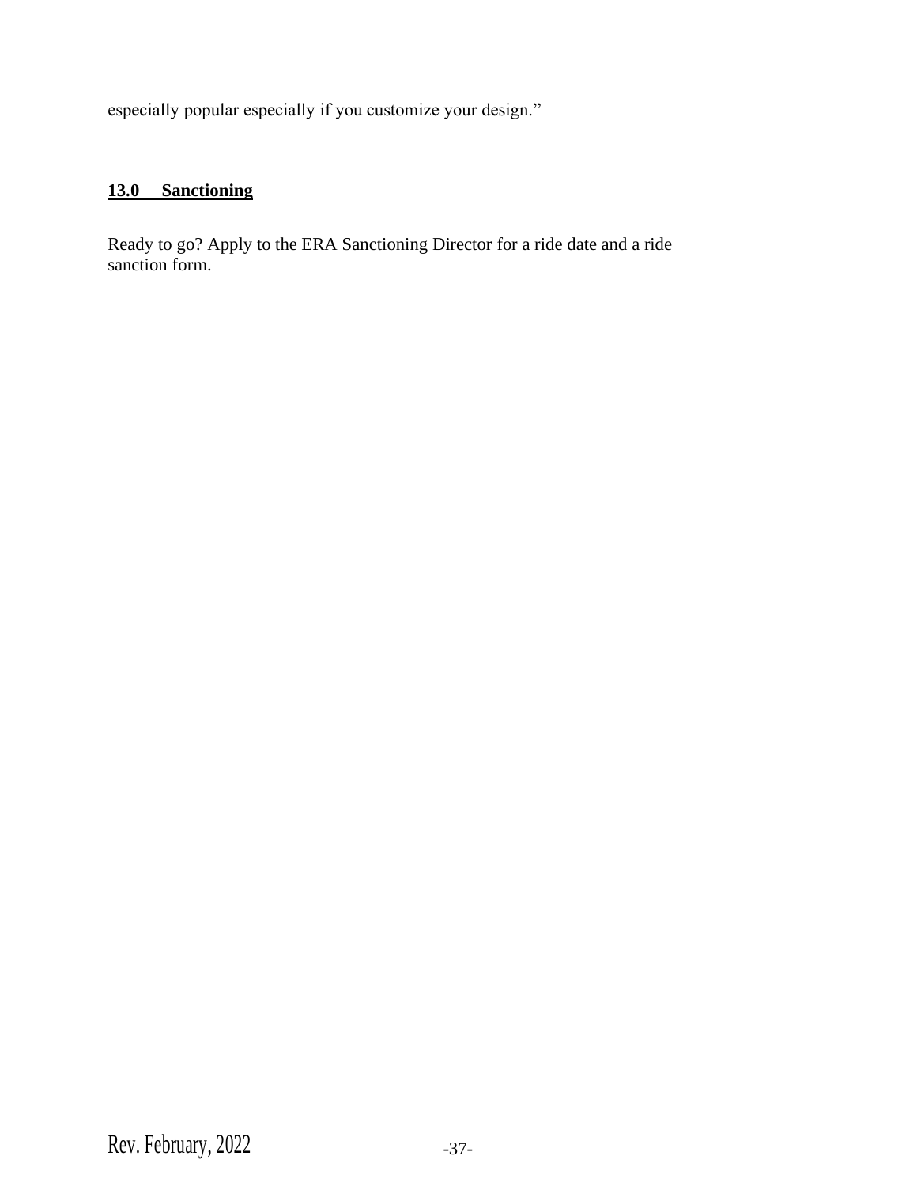especially popular especially if you customize your design."

## 13.0 Sanctioning

Ready to go? Apply to the ERA Sanctioning Director for a ride date and a ride sanction form.